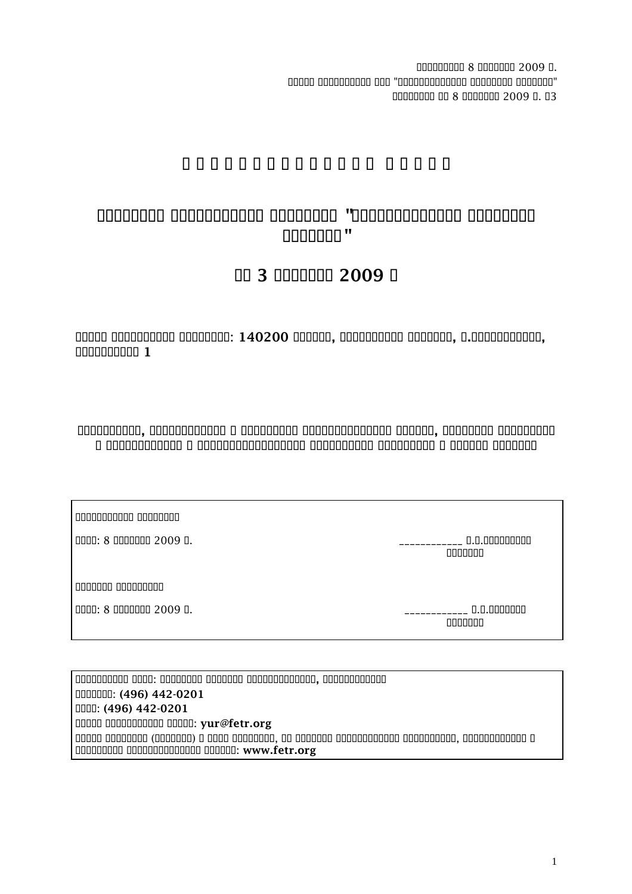□□□□□□□□□□ 8 □□□□□□□□ 2009 □.
□□□□□ □□□□□□□□□□□ □□□ "□□□□□□□□□□□□□□ □□□□□□□□□ □□□□□□□□"
□□□□□□□□□ □□ 8 □□□□□□□□ 2009 □. □3

# □ □ □ □ □ □ □ □ □ □ □ □ □ □ □ □ □   □ □ □ □ □ □

## □□□□□□□□□ □□□□□□□□□□□□ □□□□□□□□□ "□□□□□□□□□□□□□□ □□□□□□□□□ □□□□□□□□"

## □□ 3 □□□□□□□□ 2009 □

**□□□□□ □□□□□□□□□□□ □□□□□□□□□: 140200 □□□□□□, □□□□□□□□□□□ □□□□□□□□, □.□□□□□□□□□□□□, □□□□□□□□□□□ 1**

**□□□□□□□□□□, □□□□□□□□□□□□□ □ □□□□□□□□□ □□□□□□□□□□□□□□□□ □□□□□□, □□□□□□□□ □□□□□□□□□□ □ □□□□□□□□□□□□□ □ □□□□□□□□□□□□□□□□□□ □□□□□□□□□□ □□□□□□□□□□ □ □□□□□□ □□□□□□□**

| | |
|---|---|
| □□□□□□□□□□□□□ □□□□□□□□□ | |
| □□□□: 8 □□□□□□□□ 2009 □. | ____________ □.□.□□□□□□□□□□□<br>□□□□□□□□ |
| □□□□□□□ □□□□□□□□□□□ | |
| □□□□: 8 □□□□□□□□ 2009 □. | ____________ □.□.□□□□□□□□□<br>□□□□□□□□ |

| |
|---|
| □□□□□□□□□□□ □□□□: □□□□□□□□ □□□□□□□ □□□□□□□□□□□□□□□□, □□□□□□□□□□□□□□□ |
| □□□□□□□□: **(496) 442-0201** |
| □□□□: **(496) 442-0201** |
| □□□□□ □□□□□□□□□□□□ □□□□□: **yur@fetr.org** |
| □□□□□ □□□□□□□□ (□□□□□□□□) □ □□□□ □□□□□□□□, □□ □□□□□□□ □□□□□□□□□□□□□□ □□□□□□□□□□□, □□□□□□□□□□□□□□ □ □□□□□□□□□ □□□□□□□□□□□□□□□□ □□□□□□□: **www.fetr.org** |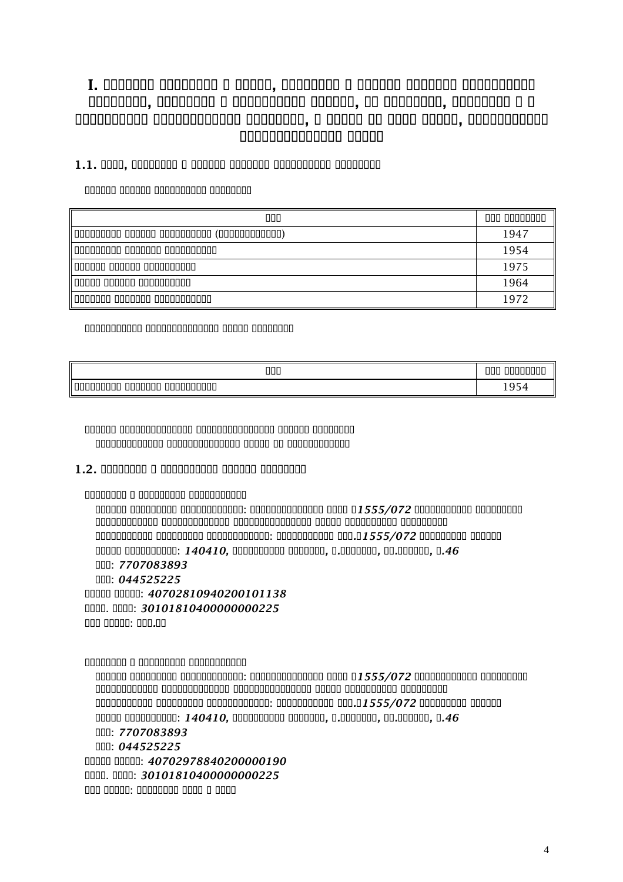# I.

## 1.1.

| | |
|---|---|
| ( ) | 1947 |
| | 1954 |
| | 1975 |
| | 1964 |
| | 1972 |

| | |
|---|---|
| | 1954 |

## 1.2.

: *1555/072*

: .*1555/072*

: *140410*, , . , . , .*46*

: *7707083893*

: *044525225*

: *40702810940200101138*

. : *30101810400000000225*

: . .

: *1555/072*

: .*1555/072*

: *140410*, , . , . , .*46*

: *7707083893*

: *044525225*

: *40702978840200000190*

. : *30101810400000000225*

: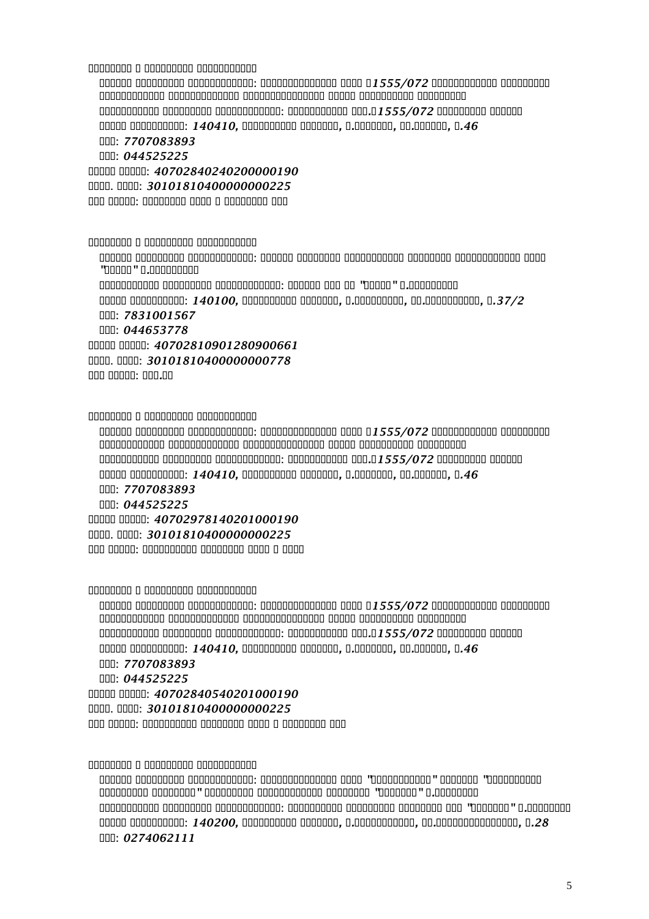□□□□□□□□□ □ □□□□□□□□□□ □□□□□□□□□□□□

□□□□□□ □□□□□□□□□ □□□□□□□□□□□□□□□: □□□□□□□□□□□□□□□□ □□□□ □*1555/072* □□□□□□□□□□□□□□ □□□□□□□□□ □□□□□□□□□□□□□ □□□□□□□□□□□□□□□ □□□□□□□□□□□□□□□□ □□□□□ □□□□□□□□□□ □□□□□□□□□

□□□□□□□□□□□□ □□□□□□□□□ □□□□□□□□□□□□□□: □□□□□□□□□□□□ □□□.□*1555/072* □□□□□□□□□ □□□□□□

□□□□□ □□□□□□□□□□□: *140410,* □□□□□□□□□□ □□□□□□□, □.□□□□□□□□, □□.□□□□□□□, □.*46*

□□□: *7707083893*

□□□: *044525225*

□□□□□ □□□□□: *40702840240200000190*

□□□□. □□□□: *30101810400000000225*

□□□ □□□□□: □□□□□□□□ □□□□ □ □□□□□□□□ □□□

□□□□□□□□□ □ □□□□□□□□□□ □□□□□□□□□□□□

□□□□□□ □□□□□□□□□ □□□□□□□□□□□□□□□: □□□□□□ □□□□□□□□ □□□□□□□□□□□ □□□□□□□□ □□□□□□□□□□□□□ □□□□ "□□□□□□" □.□□□□□□□□□□

□□□□□□□□□□□□ □□□□□□□□□ □□□□□□□□□□□□□□: □□□□□□ □□□ □□ "□□□□□□" □.□□□□□□□□□□

□□□□□ □□□□□□□□□□□: *140100,* □□□□□□□□□□ □□□□□□□, □.□□□□□□□□□□, □□.□□□□□□□□□□□□, □.*37/2*

□□□: *7831001567*

□□□: *044653778*

□□□□□ □□□□□: *40702810901280900661*

□□□□. □□□□: *30101810400000000778*

□□□ □□□□□: □□□□.□□

□□□□□□□□□ □ □□□□□□□□□□ □□□□□□□□□□□□

□□□□□□ □□□□□□□□□ □□□□□□□□□□□□□□□: □□□□□□□□□□□□□□□□ □□□□ □*1555/072* □□□□□□□□□□□□□□ □□□□□□□□□ □□□□□□□□□□□□□ □□□□□□□□□□□□□□□ □□□□□□□□□□□□□□□□ □□□□□ □□□□□□□□□□ □□□□□□□□□

□□□□□□□□□□□□ □□□□□□□□□ □□□□□□□□□□□□□□: □□□□□□□□□□□□ □□□.□*1555/072* □□□□□□□□□ □□□□□□

□□□□□ □□□□□□□□□□□: *140410,* □□□□□□□□□□ □□□□□□□, □.□□□□□□□□, □□.□□□□□□□, □.*46*

□□□: *7707083893*

□□□: *044525225*

□□□□□ □□□□□: *40702978140201000190*

□□□□. □□□□: *30101810400000000225*

□□□ □□□□□: □□□□□□□□□□□ □□□□□□□□ □□□□ □ □□□□□

□□□□□□□□□ □ □□□□□□□□□□ □□□□□□□□□□□□

□□□□□□ □□□□□□□□□ □□□□□□□□□□□□□□□: □□□□□□□□□□□□□□□□ □□□□ □*1555/072* □□□□□□□□□□□□□□ □□□□□□□□□ □□□□□□□□□□□□□ □□□□□□□□□□□□□□□ □□□□□□□□□□□□□□□□ □□□□□ □□□□□□□□□□ □□□□□□□□□

□□□□□□□□□□□□ □□□□□□□□□ □□□□□□□□□□□□□□: □□□□□□□□□□□□ □□□.□*1555/072* □□□□□□□□□ □□□□□□

□□□□□ □□□□□□□□□□□: *140410,* □□□□□□□□□□ □□□□□□□, □.□□□□□□□□, □□.□□□□□□□, □.*46*

□□□: *7707083893*

□□□: *044525225*

□□□□□ □□□□□: *40702840540201000190*

□□□□. □□□□: *30101810400000000225*

□□□ □□□□□: □□□□□□□□□□□ □□□□□□□□ □□□□ □ □□□□□□□□ □□□

□□□□□□□□□ □ □□□□□□□□□□ □□□□□□□□□□□□

□□□□□□ □□□□□□□□□ □□□□□□□□□□□□□□□: □□□□□□□□□□□□□□□□ □□□□ "□□□□□□□□□□□□" □□□□□□□ "□□□□□□□□□□□ □□□□□□□□□ □□□□□□□□" □□□□□□□□□ □□□□□□□□□□□□□ □□□□□□□□ "□□□□□□□" □.□□□□□□□□

□□□□□□□□□□□□ □□□□□□□□□ □□□□□□□□□□□□□□: □□□□□□□□□□□ □□□□□□□□□ □□□□□□□□ □□□ "□□□□□□□" □.□□□□□□□□

□□□□□ □□□□□□□□□□□: *140200,* □□□□□□□□□□ □□□□□□□, □.□□□□□□□□□□□□, □□.□□□□□□□□□□□□□□□□, □.*28*

□□□: *0274062111*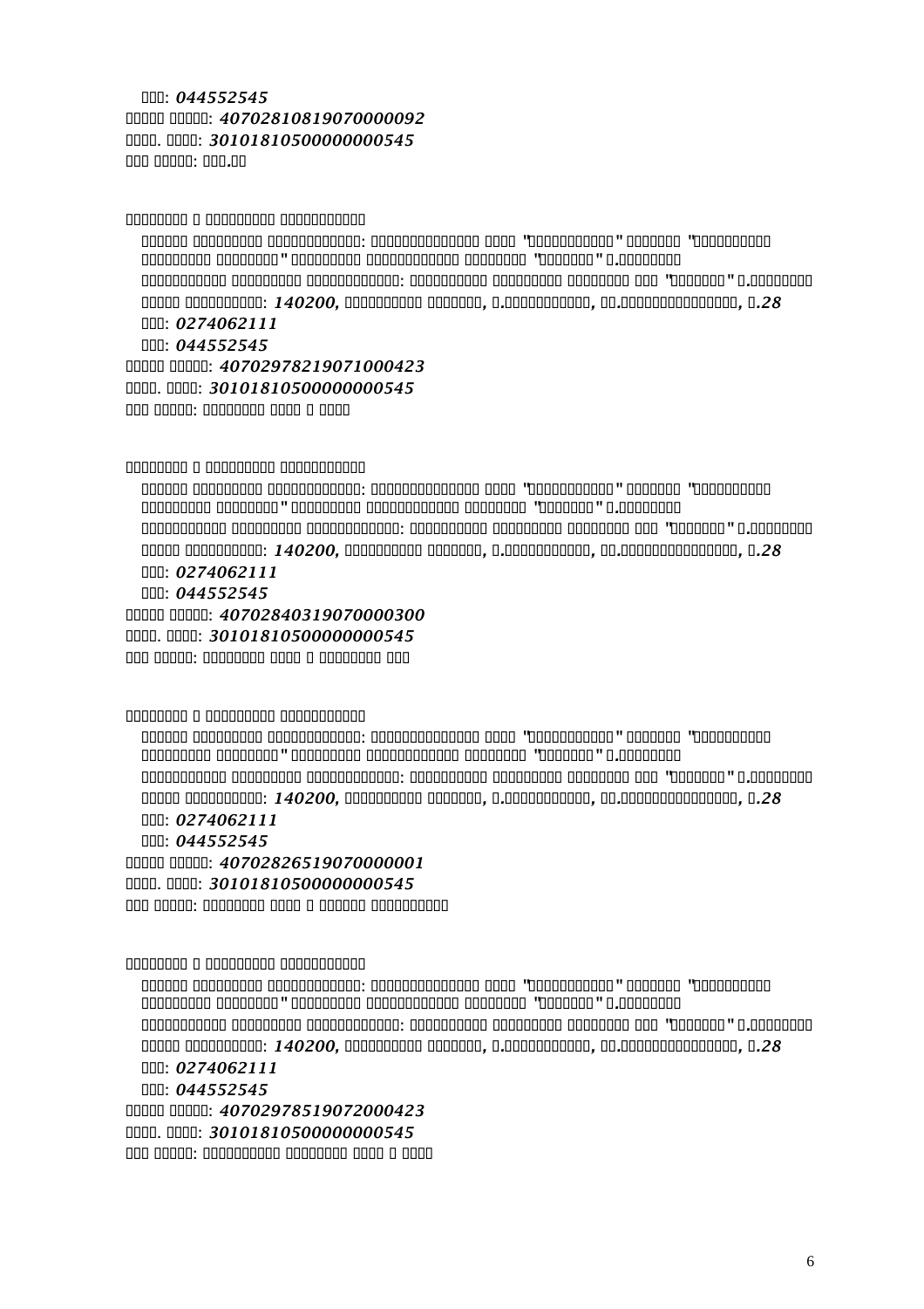□□□: *044552545*

□□□□□ □□□□□: *40702810819070000092*

□□□□. □□□□: *30101810500000000545*

□□□ □□□□□: □□□.□□

□□□□□□□□□ □ □□□□□□□□□ □□□□□□□□□□□

□□□□□□ □□□□□□□□□ □□□□□□□□□□□□□: □□□□□□□□□□□□□□□ □□□□ "□□□□□□□□□□□□" □□□□□□□ "□□□□□□□□□□ □□□□□□□□□ □□□□□□□□" □□□□□□□□□ □□□□□□□□□□□□ □□□□□□□□ "□□□□□□□" □.□□□□□□□□

□□□□□□□□□□□ □□□□□□□□□ □□□□□□□□□□□□□: □□□□□□□□□□□ □□□□□□□□□ □□□□□□□□ □□□ "□□□□□□□" □.□□□□□□□□

□□□□□ □□□□□□□□□□□: *140200,* □□□□□□□□□□ □□□□□□□, □.□□□□□□□□□□□□, □□.□□□□□□□□□□□□□□□□□, □.*28*

□□□: *0274062111*

□□□: *044552545*

□□□□□ □□□□□: *40702978219071000423*

□□□□. □□□□: *30101810500000000545*

□□□ □□□□□: □□□□□□□□□ □□□□ □ □□□□□

□□□□□□□□□ □ □□□□□□□□□ □□□□□□□□□□□

□□□□□□ □□□□□□□□□ □□□□□□□□□□□□□: □□□□□□□□□□□□□□□ □□□□ "□□□□□□□□□□□□" □□□□□□□ "□□□□□□□□□□ □□□□□□□□□ □□□□□□□□" □□□□□□□□□ □□□□□□□□□□□□ □□□□□□□□ "□□□□□□□" □.□□□□□□□□

□□□□□□□□□□□ □□□□□□□□□ □□□□□□□□□□□□□: □□□□□□□□□□□ □□□□□□□□□ □□□□□□□□ □□□ "□□□□□□□" □.□□□□□□□□

□□□□□ □□□□□□□□□□□: *140200,* □□□□□□□□□□ □□□□□□□, □.□□□□□□□□□□□□, □□.□□□□□□□□□□□□□□□□□, □.*28*

□□□: *0274062111*

□□□: *044552545*

□□□□□ □□□□□: *40702840319070000300*

□□□□. □□□□: *30101810500000000545*

□□□ □□□□□: □□□□□□□□□ □□□□ □ □□□□□□□□□ □□□

□□□□□□□□□ □ □□□□□□□□□ □□□□□□□□□□□

□□□□□□ □□□□□□□□□ □□□□□□□□□□□□□: □□□□□□□□□□□□□□□ □□□□ "□□□□□□□□□□□□" □□□□□□□ "□□□□□□□□□□ □□□□□□□□□ □□□□□□□□" □□□□□□□□□ □□□□□□□□□□□□ □□□□□□□□ "□□□□□□□" □.□□□□□□□□

□□□□□□□□□□□ □□□□□□□□□ □□□□□□□□□□□□□: □□□□□□□□□□□ □□□□□□□□□ □□□□□□□□ □□□ "□□□□□□□" □.□□□□□□□□

□□□□□ □□□□□□□□□□□: *140200,* □□□□□□□□□□ □□□□□□□, □.□□□□□□□□□□□□, □□.□□□□□□□□□□□□□□□□□, □.*28*

□□□: *0274062111*

□□□: *044552545*

□□□□□ □□□□□: *40702826519070000001*

□□□□. □□□□: *30101810500000000545*

□□□ □□□□□: □□□□□□□□□ □□□□ □ □□□□□□ □□□□□□□□□□□

□□□□□□□□□ □ □□□□□□□□□ □□□□□□□□□□□

□□□□□□ □□□□□□□□□ □□□□□□□□□□□□□: □□□□□□□□□□□□□□□ □□□□ "□□□□□□□□□□□□" □□□□□□□ "□□□□□□□□□□ □□□□□□□□□ □□□□□□□□" □□□□□□□□□ □□□□□□□□□□□□ □□□□□□□□ "□□□□□□□" □.□□□□□□□□

□□□□□□□□□□□ □□□□□□□□□ □□□□□□□□□□□□□: □□□□□□□□□□□ □□□□□□□□□ □□□□□□□□ □□□ "□□□□□□□" □.□□□□□□□□

□□□□□ □□□□□□□□□□□: *140200,* □□□□□□□□□□ □□□□□□□, □.□□□□□□□□□□□□, □□.□□□□□□□□□□□□□□□□□, □.*28*

□□□: *0274062111*

□□□: *044552545*

□□□□□ □□□□□: *40702978519072000423*

□□□□. □□□□: *30101810500000000545*

□□□ □□□□□: □□□□□□□□□□□ □□□□□□□□□ □□□□ □ □□□□□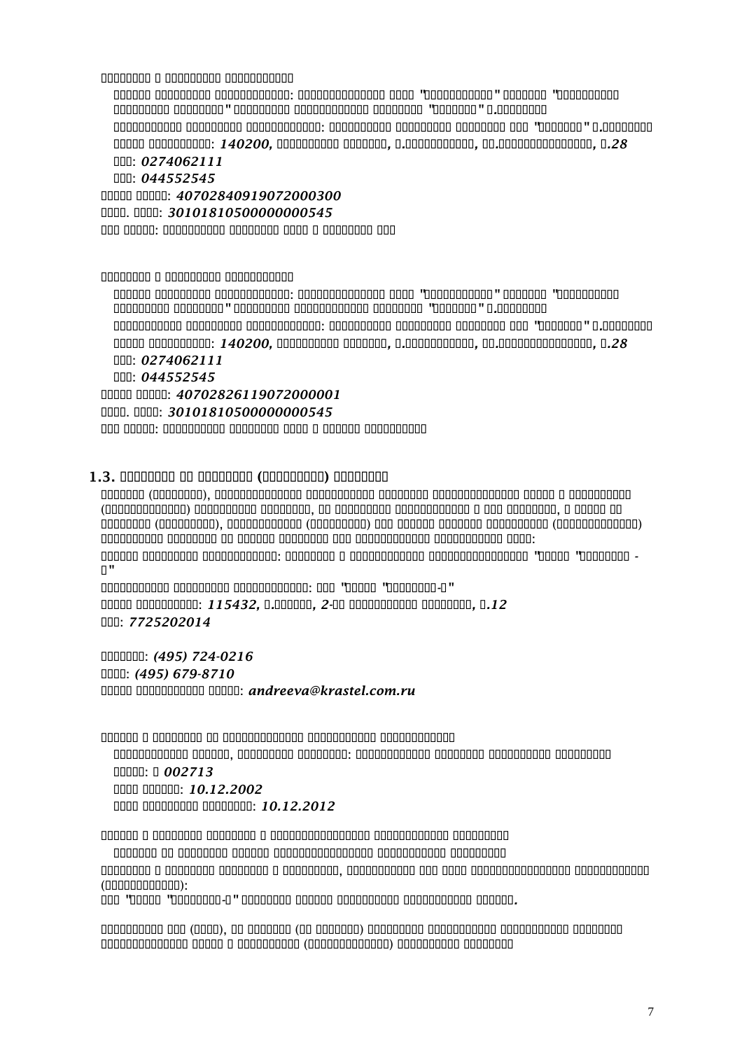□□□□□□□□□ □ □□□□□□□□□ □□□□□□□□□□□□

□□□□□□ □□□□□□□□□ □□□□□□□□□□□□□□: □□□□□□□□□□□□□□□□ □□□□ "□□□□□□□□□□□□" □□□□□□□□ "□□□□□□□□□□ □□□□□□□□□ □□□□□□□□□" □□□□□□□□□ □□□□□□□□□□□□□ □□□□□□□□□ "□□□□□□□□" □.□□□□□□□□

□□□□□□□□□□□□ □□□□□□□□□ □□□□□□□□□□□□□□: □□□□□□□□□□□ □□□□□□□□□ □□□□□□□□□ □□□ "□□□□□□□□" □.□□□□□□□□

□□□□□ □□□□□□□□□□□: *140200,* □□□□□□□□□□□ □□□□□□□□, □.□□□□□□□□□□□□, □□.□□□□□□□□□□□□□□□□□, *□.28*

□□□: *0274062111*

□□□: *044552545*

□□□□□ □□□□□: *40702840919072000300*

□□□□. □□□□□: *30101810500000000545*

□□□ □□□□□: □□□□□□□□□□□ □□□□□□□□□ □□□□ □ □□□□□□□□□ □□□

□□□□□□□□□ □ □□□□□□□□□ □□□□□□□□□□□□

□□□□□□ □□□□□□□□□ □□□□□□□□□□□□□□: □□□□□□□□□□□□□□□□ □□□□ "□□□□□□□□□□□□" □□□□□□□□ "□□□□□□□□□□ □□□□□□□□□ □□□□□□□□□" □□□□□□□□□ □□□□□□□□□□□□□ □□□□□□□□□ "□□□□□□□□" □.□□□□□□□□

□□□□□□□□□□□□ □□□□□□□□□ □□□□□□□□□□□□□□: □□□□□□□□□□□ □□□□□□□□□ □□□□□□□□□ □□□ "□□□□□□□□" □.□□□□□□□□

□□□□□ □□□□□□□□□□□: *140200,* □□□□□□□□□□□ □□□□□□□□, □.□□□□□□□□□□□□, □□.□□□□□□□□□□□□□□□□□, *□.28*

□□□: *0274062111*

□□□: *044552545*

□□□□□ □□□□□: *40702826119072000001*

□□□□. □□□□□: *30101810500000000545*

□□□ □□□□□: □□□□□□□□□□□ □□□□□□□□□ □□□□ □ □□□□□□ □□□□□□□□□□□

## 1.3. □□□□□□□□ □□ □□□□□□□□□ (□□□□□□□□□□) □□□□□□□□□

□□□□□□□ (□□□□□□□□), □□□□□□□□□□□□□□ □□□□□□□□□□□ □□□□□□□□ □□□□□□□□□□□□□□□ □□□□□ □ □□□□□□□□□□ (□□□□□□□□□□□□□□) □□□□□□□□□□□ □□□□□□□□, □□ □□□□□□□□□ □□□□□□□□□□□□□□ □ □□□ □□□□□□□□, □ □□□□□□ □□ □□□□□□□□ (□□□□□□□□□), □□□□□□□□□□□□□ (□□□□□□□□□) □□□ □□□□□□ □□□□□□□ □□□□□□□□□□□ (□□□□□□□□□□□□□□□) □□□□□□□□□□ □□□□□□□□□ □□ □□□□□□ □□□□□□□□ □□□ □□□□□□□□□□□□□ □□□□□□□□□□□ □□□□:

□□□□□□ □□□□□□□□□ □□□□□□□□□□□□□□: □□□□□□□□□ □ □□□□□□□□□□□□□ □□□□□□□□□□□□□□□□□□□□ "□□□□□ "□□□□□□□□□ - □"

□□□□□□□□□□□□ □□□□□□□□□ □□□□□□□□□□□□□□: □□□ "□□□□□ "□□□□□□□□□-□"

□□□□□ □□□□□□□□□□□: *115432,* □.□□□□□□, *2*-□□ □□□□□□□□□□□ □□□□□□□□, *□.12*

□□□: *7725202014*

□□□□□□□□: *(495) 724-0216*

□□□□: *(495) 679-8710*

□□□□□ □□□□□□□□□□□□ □□□□□: *andreeva@krastel.com.ru*

□□□□□□ □ □□□□□□□□ □□ □□□□□□□□□□□□□□ □□□□□□□□□□□ □□□□□□□□□□□□□

□□□□□□□□□□□□□ □□□□□□, □□□□□□□□□ □□□□□□□□□: □□□□□□□□□□□□□□ □□□□□□□□□ □□□□□□□□□□□ □□□□□□□□□

□□□□□: □ *002713*

□□□□ □□□□□□: *10.12.2002*

□□□□ □□□□□□□□□ □□□□□□□□□: *10.12.2012*

□□□□□□ □ □□□□□□□□ □□□□□□□□□ □ □□□□□□□□□□□□□□□□□ □□□□□□□□□□□□□ □□□□□□□□□□

□□□□□□□□ □□ □□□□□□□□ □□□□□□ □□□□□□□□□□□□□□□□□ □□□□□□□□□□□□ □□□□□□□□□□

□□□□□□□□□ □ □□□□□□□□ □□□□□□□□□ □ □□□□□□□□□□, □□□□□□□□□□□□ □□□ □□□□ □□□□□□□□□□□□□□□□□ □□□□□□□□□□□□□ (□□□□□□□□□□□□□):

□□□ "□□□□□ "□□□□□□□□□-□" □□□□□□□□□ □□□□□□ □□□□□□□□□□□ □□□□□□□□□□□□ □□□□□□*.*

□□□□□□□□□□□ □□□ (□□□□□), □□ □□□□□□□□ (□□ □□□□□□□□) □□□□□□□□□□ □□□□□□□□□□□□ □□□□□□□□□□□□ □□□□□□□□ □□□□□□□□□□□□□□□ □□□□□ □ □□□□□□□□□□ (□□□□□□□□□□□□□□) □□□□□□□□□□□ □□□□□□□□□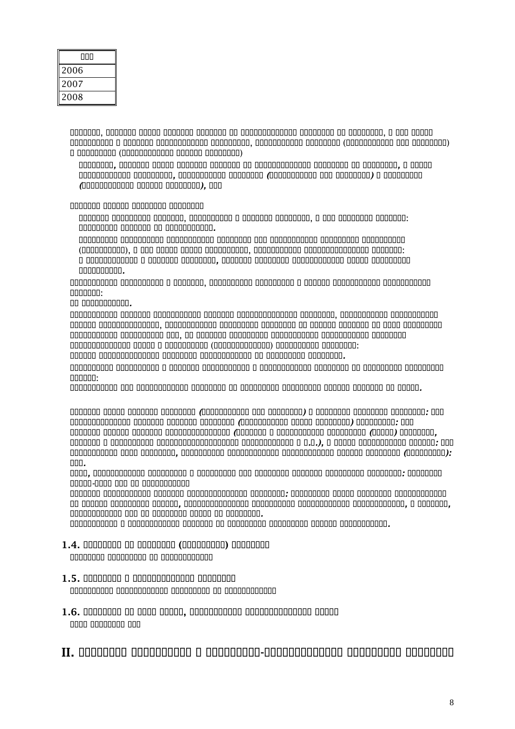| |
|---|
| 2006 |
| 2007 |
| 2008 |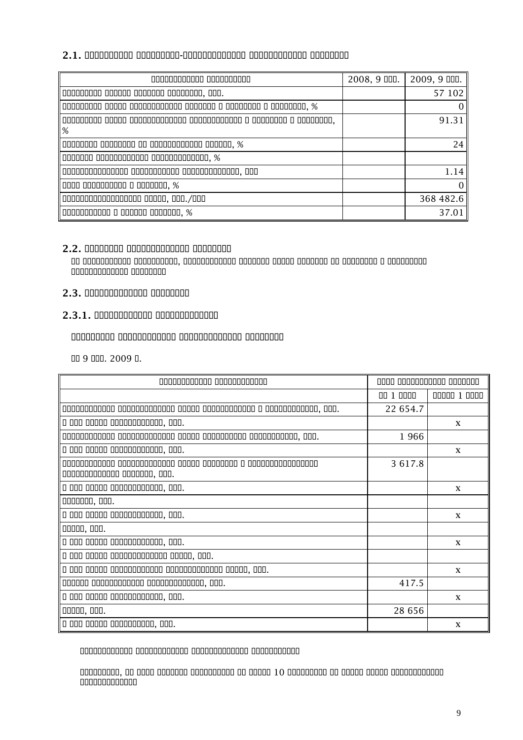## 2.1. □□□□□□□□□□ □□□□□□□□□-□□□□□□□□□□□□□ □□□□□□□□□□□□ □□□□□□□□

| □□□□□□□□□□□□ □□□□□□□□□□ | 2008, 9 □□□. | 2009, 9 □□□. |
|---|---|---|
| □□□□□□□□□ □□□□□□ □□□□□□□ □□□□□□□□, □□□. | | 57 102 |
| □□□□□□□□□ □□□□□ □□□□□□□□□□□□ □□□□□□□ □ □□□□□□□□ □ □□□□□□□□, % | | 0 |
| □□□□□□□□□ □□□□□ □□□□□□□□□□□□□ □□□□□□□□□□□□□ □ □□□□□□□□ □ □□□□□□□□, % | | 91.31 |
| □□□□□□□□ □□□□□□□□ □□ □□□□□□□□□□□□ □□□□□□, % | | 24 |
| □□□□□□□ □□□□□□□□□□□□ □□□□□□□□□□□□□□, % | | |
| □□□□□□□□□□□□□□□ □□□□□□□□□□□ □□□□□□□□□□□□□□, □□□ | | 1.14 |
| □□□□ □□□□□□□□□□ □ □□□□□□□, % | | 0 |
| □□□□□□□□□□□□□□□□□□ □□□□□, □□□./□□□ | | 368 482.6 |
| □□□□□□□□□□□ □ □□□□□□ □□□□□□□, % | | 37.01 |

## 2.2. □□□□□□□□ □□□□□□□□□□□□□ □□□□□□□□

□□ □□□□□□□□□□□ □□□□□□□□□□, □□□□□□□□□□□□ □□□□□□□ □□□□□ □□□□□□□ □□ □□□□□□□□ □ □□□□□□□□□ □□□□□□□□□□□□□□ □□□□□□□□

## 2.3. □□□□□□□□□□□□□ □□□□□□□□

### 2.3.1. □□□□□□□□□□□□ □□□□□□□□□□□□□□

□□□□□□□□□ □□□□□□□□□□□□□ □□□□□□□□□□□□□□ □□□□□□□□

□□ 9 □□□. 2009 □.

| □□□□□□□□□□□□ □□□□□□□□□□□□□ | □□□□ □□□□□□□□□□ □□□□□□□ | |
|---|---|---|
| | □□ 1 □□□□ | □□□□□ 1 □□□□ |
| □□□□□□□□□□□□ □□□□□□□□□□□□□ □□□□□ □□□□□□□□□□□ □ □□□□□□□□□□□□, □□□. | 22 654.7 | |
| □ □□□ □□□□□ □□□□□□□□□□□□, □□□. | | x |
| □□□□□□□□□□□□ □□□□□□□□□□□□□ □□□□□ □□□□□□□□□ □□□□□□□□□□□, □□□. | 1 966 | |
| □ □□□ □□□□□ □□□□□□□□□□□□, □□□. | | x |
| □□□□□□□□□□□□ □□□□□□□□□□□□□ □□□□□ □□□□□□□ □ □□□□□□□□□□□□□□□□ □□□□□□□□□□□□□ □□□□□□□, □□□. | 3 617.8 | |
| □ □□□ □□□□□ □□□□□□□□□□□□, □□□. | | x |
| □□□□□□□, □□□. | | |
| □ □□□ □□□□□ □□□□□□□□□□□□, □□□. | | x |
| □□□□□, □□□. | | |
| □ □□□ □□□□□ □□□□□□□□□□□□, □□□. | | x |
| □ □□□ □□□□□ □□□□□□□□□□□□□□ □□□□□, □□□. | | |
| □ □□□ □□□□□ □□□□□□□□□□□□ □□□□□□□□□□□□□□ □□□□□, □□□. | | x |
| □□□□□□ □□□□□□□□□□□□ □□□□□□□□□□□□□□, □□□. | 417.5 | |
| □ □□□ □□□□□ □□□□□□□□□□□□, □□□. | | x |
| □□□□□, □□□. | 28 656 | |
| □ □□□ □□□□□ □□□□□□□□□□□, □□□. | | x |

□□□□□□□□□□□□□□ □□□□□□□□□□□□□□ □□□□□□□□□□□□□□□ □□□□□□□□□□□□

□□□□□□□□□, □□ □□□□ □□□□□□□ □□□□□□□□□□□ □□ □□□□□ 10 □□□□□□□□□□ □□ □□□□□ □□□□□ □□□□□□□□□□□□□ □□□□□□□□□□□□□□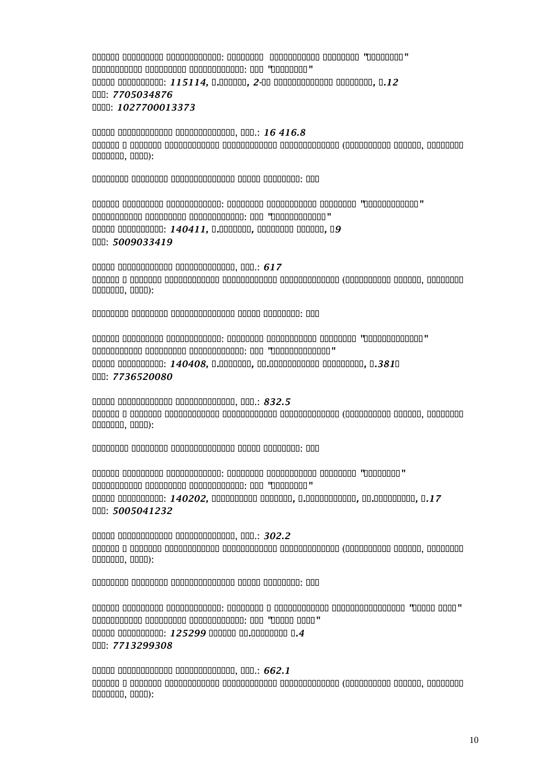□□□□□□ □□□□□□□□□ □□□□□□□□□□□□□□: □□□□□□□□□ □□□□□□□□□□□□□ □□□□□□□□ "□□□□□□□□□"
□□□□□□□□□□□□ □□□□□□□□□ □□□□□□□□□□□□□□: □□□ "□□□□□□□□□"
□□□□□ □□□□□□□□□□□: *115114, □.□□□□□□, 2-□□ □□□□□□□□□□□□□□□ □□□□□□□□, □.12*
□□□: *7705034876*
□□□□: *1027700013373*

□□□□□ □□□□□□□□□□□□□ □□□□□□□□□□□□□□□, □□□.: *16 416.8*
□□□□□□ □ □□□□□□□ □□□□□□□□□□□□□□ □□□□□□□□□□□□□□ □□□□□□□□□□□□□□□ (□□□□□□□□□□□ □□□□□□, □□□□□□□□ □□□□□□□□, □□□□):

□□□□□□□□□ □□□□□□□□ □□□□□□□□□□□□□□□□ □□□□□ □□□□□□□□: □□□

□□□□□□ □□□□□□□□□ □□□□□□□□□□□□□□: □□□□□□□□□ □□□□□□□□□□□□□ □□□□□□□□ "□□□□□□□□□□□□□□"
□□□□□□□□□□□□ □□□□□□□□□ □□□□□□□□□□□□□□: □□□ "□□□□□□□□□□□□□□"
□□□□□ □□□□□□□□□□□: *140411, □.□□□□□□□, □□□□□□□□ □□□□□□, □9*
□□□: *5009033419*

□□□□□ □□□□□□□□□□□□□ □□□□□□□□□□□□□□□, □□□.: *617*
□□□□□□ □ □□□□□□□ □□□□□□□□□□□□□□ □□□□□□□□□□□□□□ □□□□□□□□□□□□□□□ (□□□□□□□□□□□ □□□□□□, □□□□□□□□ □□□□□□□□, □□□□):

□□□□□□□□□ □□□□□□□□ □□□□□□□□□□□□□□□□ □□□□□ □□□□□□□□: □□□

□□□□□□ □□□□□□□□□ □□□□□□□□□□□□□□: □□□□□□□□□ □□□□□□□□□□□□□ □□□□□□□□ "□□□□□□□□□□□□□□□"
□□□□□□□□□□□□ □□□□□□□□□ □□□□□□□□□□□□□□: □□□ "□□□□□□□□□□□□□□□"
□□□□□ □□□□□□□□□□□: *140408, □.□□□□□□□, □□.□□□□□□□□□□□□ □□□□□□□□□□, □.381□*
□□□: *7736520080*

□□□□□ □□□□□□□□□□□□□ □□□□□□□□□□□□□□□, □□□.: *832.5*
□□□□□□ □ □□□□□□□ □□□□□□□□□□□□□□ □□□□□□□□□□□□□□ □□□□□□□□□□□□□□□ (□□□□□□□□□□□ □□□□□□, □□□□□□□□ □□□□□□□□, □□□□):

□□□□□□□□□ □□□□□□□□ □□□□□□□□□□□□□□□□ □□□□□ □□□□□□□□: □□□

□□□□□□ □□□□□□□□□ □□□□□□□□□□□□□□: □□□□□□□□□ □□□□□□□□□□□□□ □□□□□□□□ "□□□□□□□□□"
□□□□□□□□□□□□ □□□□□□□□□ □□□□□□□□□□□□□□: □□□ "□□□□□□□□□"
□□□□□ □□□□□□□□□□□: *140202, □□□□□□□□□□□ □□□□□□□, □.□□□□□□□□□□□□□, □□.□□□□□□□□□□, □.17*
□□□: *5005041232*

□□□□□ □□□□□□□□□□□□□ □□□□□□□□□□□□□□□, □□□.: *302.2*
□□□□□□ □ □□□□□□□ □□□□□□□□□□□□□□ □□□□□□□□□□□□□□ □□□□□□□□□□□□□□□ (□□□□□□□□□□□ □□□□□□, □□□□□□□□ □□□□□□□□, □□□□):

□□□□□□□□□ □□□□□□□□ □□□□□□□□□□□□□□□□ □□□□□ □□□□□□□□: □□□

□□□□□□ □□□□□□□□□ □□□□□□□□□□□□□□: □□□□□□□□ □ □□□□□□□□□□□□□ □□□□□□□□□□□□□□□□□□ "□□□□□ □□□□"
□□□□□□□□□□□□ □□□□□□□□□ □□□□□□□□□□□□□□: □□□ "□□□□□ □□□□"
□□□□□ □□□□□□□□□□□: *125299* □□□□□□ □□.□□□□□□□□□ □.*4*
□□□: *7713299308*

□□□□□ □□□□□□□□□□□□□ □□□□□□□□□□□□□□□, □□□.: *662.1*
□□□□□□ □ □□□□□□□ □□□□□□□□□□□□□□ □□□□□□□□□□□□□□ □□□□□□□□□□□□□□□ (□□□□□□□□□□□ □□□□□□, □□□□□□□□ □□□□□□□□, □□□□):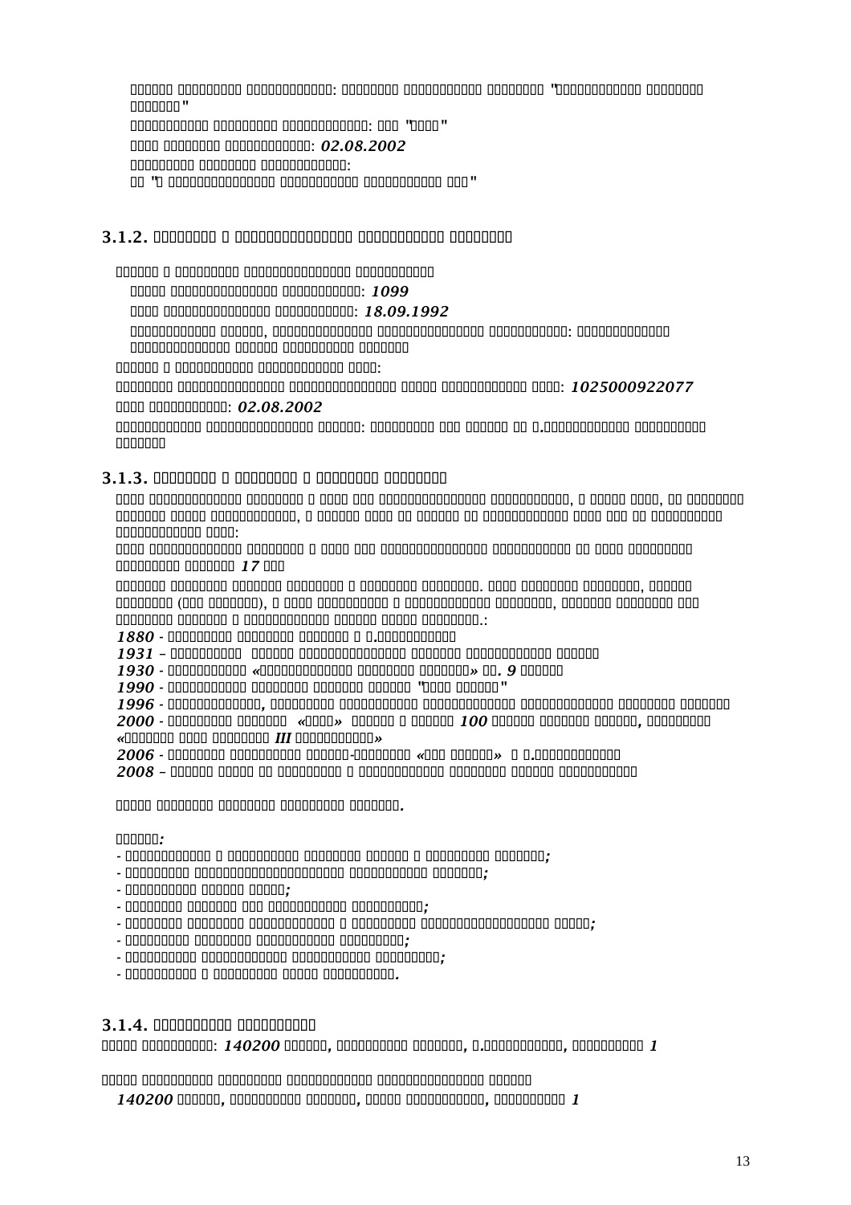: "

: ""

: *02.08.2002*

:

"

"

## 3.1.2.

: *1099*

: *18.09.1992*

, :

:

: *1025000922077*

: *02.08.2002*

:

## 3.1.3.

, ,

, :

*17*

. , (), , .:

*1880* -

*1931* –

*1930* - «» . *9*

*1990* - ""

*1996* - ,

*2000* - «» *100* , «*III*»

*2006* - - «»

*2008* –

.

*:*

- *;*
- *;*
- *;*
- *;*
- *;*
- *;*
- *;*
- .

## 3.1.4.

: *140200* , , , *1*

*140200* , , , *1*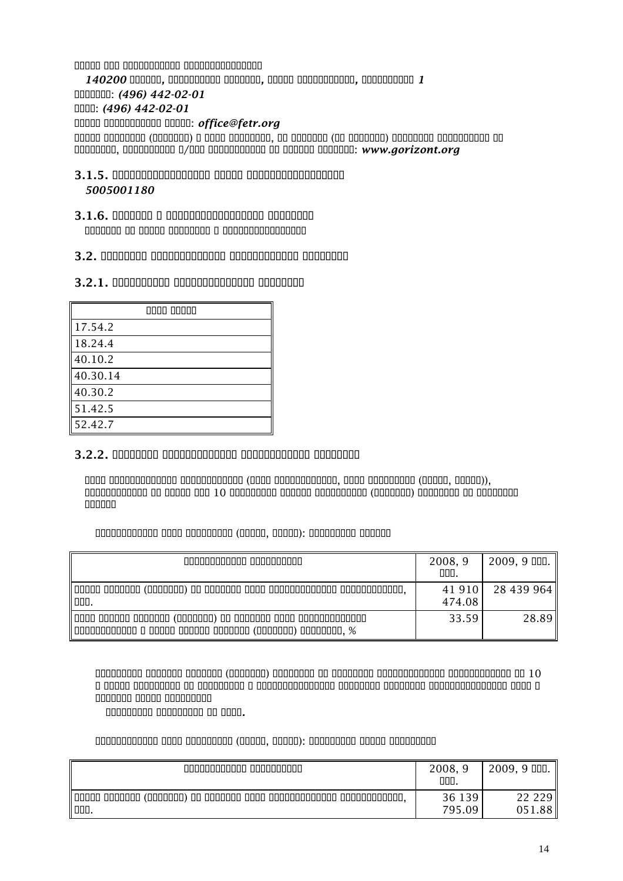□□□□□ □□□ □□□□□□□□□□□□ □□□□□□□□□□□□□□□□

*140200* **□□□□□□, □□□□□□□□□□□ □□□□□□□, □□□□□ □□□□□□□□□□□□, □□□□□□□□□□□** *1*

□□□□□□□: *(496) 442-02-01*

□□□□: *(496) 442-02-01*

□□□□□ □□□□□□□□□□□ □□□□□: *office@fetr.org*

□□□□□ □□□□□□□□ (□□□□□□□□) □ □□□□ □□□□□□□□, □□ □□□□□□□ (□□ □□□□□□□) □□□□□□□□ □□□□□□□□□□ □□ □□□□□□□□, □□□□□□□□□□ □/□□□ □□□□□□□□□□□ □□ □□□□□□ □□□□□□□: *www.gorizont.org*

### 3.1.5. □□□□□□□□□□□□□□□□□□ □□□□□ □□□□□□□□□□□□□□□□□□

*5005001180*

### 3.1.6. □□□□□□□ □ □□□□□□□□□□□□□□□□□□ □□□□□□□□□

□□□□□□□ □□ □□□□□ □□□□□□□□□ □ □□□□□□□□□□□□□□□□□

### 3.2. □□□□□□□□ □□□□□□□□□□□□□□ □□□□□□□□□□□□□□ □□□□□□□□□

### 3.2.1. □□□□□□□□□□□ □□□□□□□□□□□□□□□□□ □□□□□□□□□

| □□□□ □□□□□□ |
|---|
| 17.54.2 |
| 18.24.4 |
| 40.10.2 |
| 40.30.14 |
| 40.30.2 |
| 51.42.5 |
| 52.42.7 |

### 3.2.2. □□□□□□□□ □□□□□□□□□□□□□□ □□□□□□□□□□□□□□ □□□□□□□□□

□□□□ □□□□□□□□□□□□□□□ □□□□□□□□□□□□□ (□□□□ □□□□□□□□□□□□□, □□□□ □□□□□□□□□□ (□□□□□□, □□□□□□)), □□□□□□□□□□□□□ □□ □□□□□□ □□□ 10 □□□□□□□□□□ □□□□□□ □□□□□□□□□□□ (□□□□□□□□) □□□□□□□□□ □□ □□□□□□□□□ □□□□□□

□□□□□□□□□□□□□ □□□□ □□□□□□□□□□ (□□□□□□, □□□□□□): □□□□□□□□□□ □□□□□□□

| □□□□□□□□□□□□□ □□□□□□□□□□□ | 2008, 9 □□□. | 2009, 9 □□□. |
|---|---|---|
| □□□□□ □□□□□□□□ (□□□□□□□□) □□ □□□□□□□ □□□□ □□□□□□□□□□□□□□ □□□□□□□□□□□□□, □□□. | 41 910 474.08 | 28 439 964 |
| □□□□ □□□□□□ □□□□□□□□ (□□□□□□□□) □□ □□□□□□□ □□□□ □□□□□□□□□□□□□□ □□□□□□□□□□□□□ □ □□□□□ □□□□□□ □□□□□□□□ (□□□□□□□□) □□□□□□□□□, % | 33.59 | 28.89 |

□□□□□□□□□ □□□□□□□ □□□□□□□□ (□□□□□□□□) □□□□□□□□□ □□ □□□□□□□□ □□□□□□□□□□□□□□□ □□□□□□□□□□□□ □□ 10 □ □□□□□ □□□□□□□□□ □□ □□□□□□□□□□ □ □□□□□□□□□□□□□□□□ □□□□□□□□ □□□□□□□ □□□□□□□□□□□□□□□□ □□□□ □ □□□□□□□ □□□□□ □□□□□□□□□□

**□□□□□□□□□ □□□□□□□□□□ □□ □□□□.**

□□□□□□□□□□□□□ □□□□ □□□□□□□□□□ (□□□□□□, □□□□□□): □□□□□□□□□ □□□□□ □□□□□□□□□□

| □□□□□□□□□□□□□ □□□□□□□□□□□ | 2008, 9 □□□. | 2009, 9 □□□. |
|---|---|---|
| □□□□□ □□□□□□□□ (□□□□□□□□) □□ □□□□□□□ □□□□ □□□□□□□□□□□□□□ □□□□□□□□□□□□□, □□□. | 36 139 795.09 | 22 229 051.88 |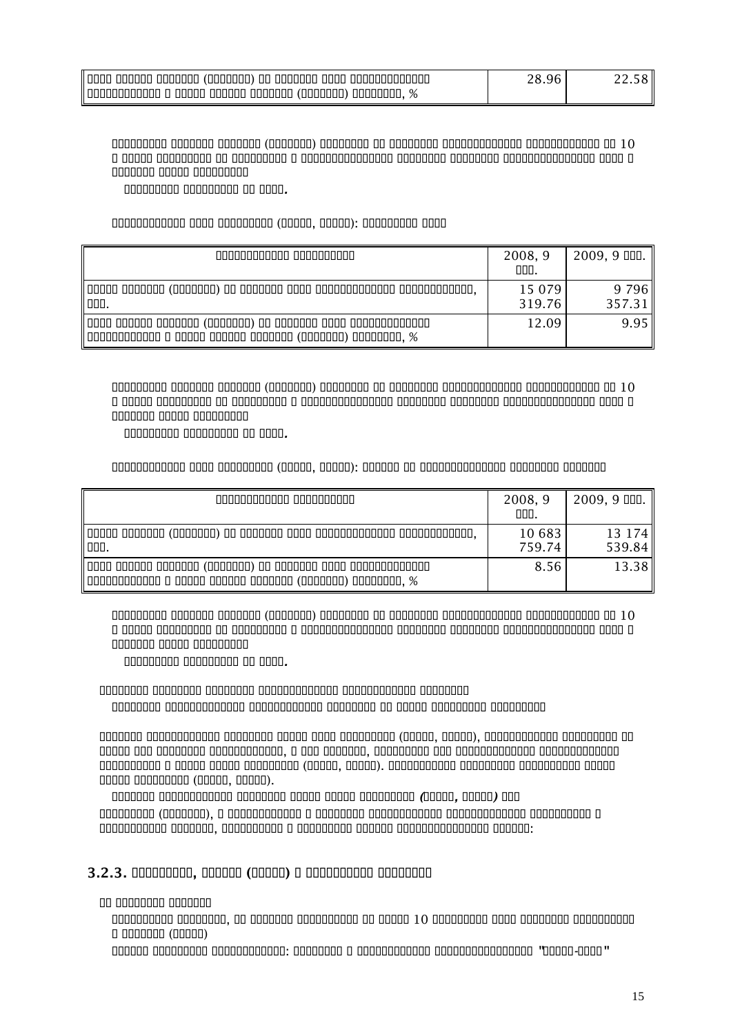| □□□□ □□□□□□ □□□□□□□ (□□□□□□□) □□ □□□□□□□ □□□□ □□□□□□□□□□□□□□ □□□□□□□□□□□□ □ □□□□□ □□□□□□ □□□□□□□ (□□□□□□□) □□□□□□□□, % | 28.96 | 22.58 |
|---|---|---|

□□□□□□□□□ □□□□□□□ □□□□□□□ (□□□□□□□) □□□□□□□□ □□ □□□□□□□ □□□□□□□□□□□□□□ □□□□□□□□□□□□ □□ 10 □ □□□□□ □□□□□□□□□ □□ □□□□□□□□□ □ □□□□□□□□□□□□□□□ □□□□□□□ □□□□□□□ □□□□□□□□□□□□□□□ □□□□ □ □□□□□□□ □□□□□ □□□□□□□□□

□□□□□□□□□ □□□□□□□□□□ □□ □□□□.

□□□□□□□□□□□□ □□□□ □□□□□□□□□ (□□□□□, □□□□□): □□□□□□□□□ □□□□

| □□□□□□□□□□□□ □□□□□□□□□□ | 2008, 9 □□□. | 2009, 9 □□□. |
|---|---|---|
| □□□□□ □□□□□□□ (□□□□□□□) □□ □□□□□□□ □□□□ □□□□□□□□□□□□□□ □□□□□□□□□□□□, □□□. | 15 079 319.76 | 9 796 357.31 |
| □□□□ □□□□□□ □□□□□□□ (□□□□□□□) □□ □□□□□□□ □□□□ □□□□□□□□□□□□□□ □□□□□□□□□□□□ □ □□□□□ □□□□□□ □□□□□□□ (□□□□□□□) □□□□□□□□, % | 12.09 | 9.95 |

□□□□□□□□□ □□□□□□□ □□□□□□□ (□□□□□□□) □□□□□□□□ □□ □□□□□□□ □□□□□□□□□□□□□□ □□□□□□□□□□□□ □□ 10 □ □□□□□ □□□□□□□□□ □□ □□□□□□□□□ □ □□□□□□□□□□□□□□□ □□□□□□□ □□□□□□□ □□□□□□□□□□□□□□□ □□□□ □ □□□□□□□ □□□□□ □□□□□□□□□

□□□□□□□□□ □□□□□□□□□□ □□ □□□□.

□□□□□□□□□□□□ □□□□ □□□□□□□□□ (□□□□□, □□□□□): □□□□□□ □□ □□□□□□□□□□□□□□ □□□□□□□□ □□□□□□□

| □□□□□□□□□□□□ □□□□□□□□□□ | 2008, 9 □□□. | 2009, 9 □□□. |
|---|---|---|
| □□□□□ □□□□□□□ (□□□□□□□) □□ □□□□□□□ □□□□ □□□□□□□□□□□□□□ □□□□□□□□□□□□, □□□. | 10 683 759.74 | 13 174 539.84 |
| □□□□ □□□□□□ □□□□□□□ (□□□□□□□) □□ □□□□□□□ □□□□ □□□□□□□□□□□□□□ □□□□□□□□□□□□ □ □□□□□ □□□□□□ □□□□□□□ (□□□□□□□) □□□□□□□□, % | 8.56 | 13.38 |

□□□□□□□□□ □□□□□□□ □□□□□□□ (□□□□□□□) □□□□□□□□ □□ □□□□□□□ □□□□□□□□□□□□□□ □□□□□□□□□□□□ □□ 10 □ □□□□□ □□□□□□□□□ □□ □□□□□□□□□ □ □□□□□□□□□□□□□□□ □□□□□□□ □□□□□□□ □□□□□□□□□□□□□□□ □□□□ □ □□□□□□□ □□□□□ □□□□□□□□□

□□□□□□□□□ □□□□□□□□□□ □□ □□□□.

□□□□□□□□ □□□□□□□□ □□□□□□□□ □□□□□□□□□□□□□□ □□□□□□□□□□□□□ □□□□□□□□

□□□□□□□□ □□□□□□□□□□□□□ □□□□□□□□□□□ □□□□□□□□ □□ □□□□□ □□□□□□□□□ □□□□□□□□□

□□□□□□□ □□□□□□□□□□□□ □□□□□□□□ □□□□□ □□□□ □□□□□□□□□ (□□□□□, □□□□□), □□□□□□□□□□□□ □□□□□□□□□ □□ □□□□□ □□□ □□□□□□□□ □□□□□□□□□□□, □ □□□ □□□□□□□, □□□□□□□□ □□□ □□□□□□□□□□□□□ □□□□□□□□□□□□□□ □□□□□□□□□□ □ □□□□□ □□□□□ □□□□□□□□□ (□□□□□, □□□□□). □□□□□□□□□□□ □□□□□□□□□ □□□□□□□□□□ □□□□□ □□□□□ □□□□□□□□□ (□□□□□, □□□□□).

□□□□□□□ □□□□□□□□□□□□ □□□□□□□□ □□□□□ □□□□□ □□□□□□□□□ *(□□□□□, □□□□□)* □□□ □□□□□□□□□ (□□□□□□□□), □ □□□□□□□□□□□□ □ □□□□□□□□ □□□□□□□□□□□□ □□□□□□□□□□□□□□ □□□□□□□□□□ □ □□□□□□□□□□□ □□□□□□□, □□□□□□□□□□ □ □□□□□□□□□ □□□□□□ □□□□□□□□□□□□□□□ □□□□□□:

### 3.2.3. □□□□□□□□□, □□□□□□ (□□□□□□) □ □□□□□□□□□ □□□□□□□□□

□□ □□□□□□□□ □□□□□□□

□□□□□□□□□□ □□□□□□□□, □□ □□□□□□□ □□□□□□□□□□ □□ □□□□□ 10 □□□□□□□□□ □□□□ □□□□□□□□ □□□□□□□□□□ □ □□□□□□□ (□□□□□)

□□□□□□ □□□□□□□□□ □□□□□□□□□□□□□: □□□□□□□□□ □ □□□□□□□□□□□□ □□□□□□□□□□□□□□□□□ "□□□□□-□□□□"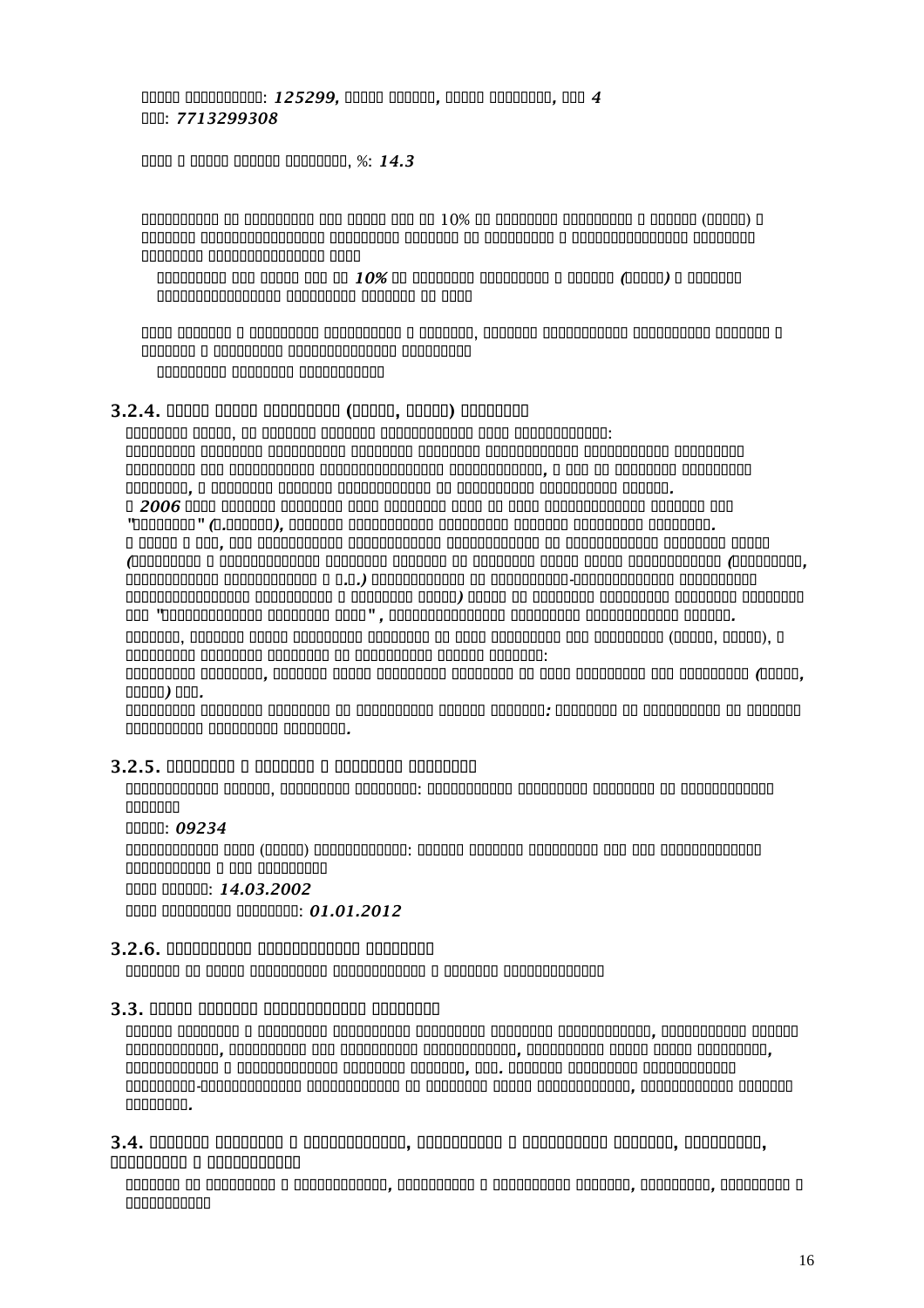: *125299,* , , *4*

: *7713299308*

, %: *14.3*

10% ( )

*10%* ( )

## 3.2.4. ( , )

, :

, .

*2006* "" ( . ), .

, ( ( , . .) - ) " ", .

, ( , ), :

, ( , ) .

: .

## 3.2.5.

, :

: *09234*

( ) :

: *14.03.2002*

: *01.01.2012*

## 3.2.6.

## 3.3.

, , , , . - , .

## 3.4. , , , ,

, , , ,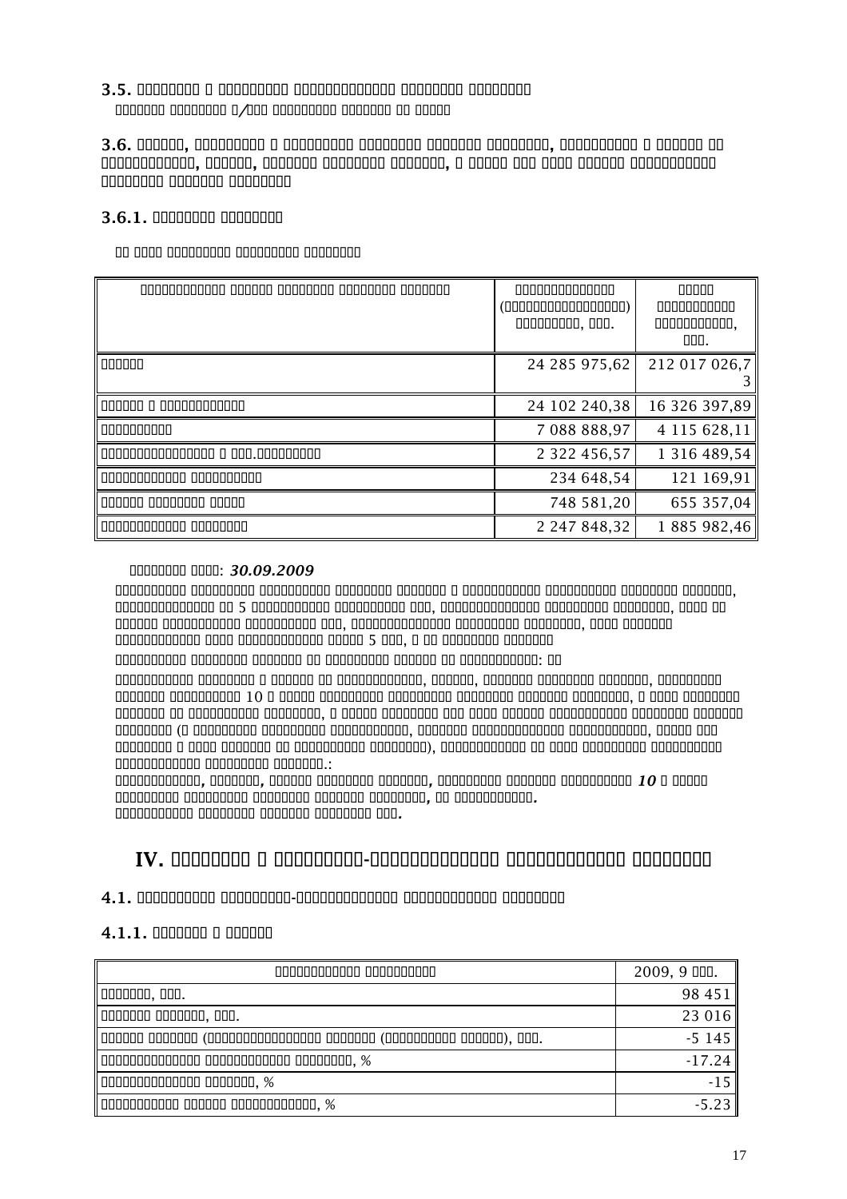3.5.

3.6.

3.6.1.

| | | |
|---|---|---|
| | 24 285 975,62 | 212 017 026,73 |
| | 24 102 240,38 | 16 326 397,89 |
| | 7 088 888,97 | 4 115 628,11 |
| | 2 322 456,57 | 1 316 489,54 |
| | 234 648,54 | 121 169,91 |
| | 748 581,20 | 655 357,04 |
| | 2 247 848,32 | 1 885 982,46 |

*30.09.2009*

# IV.

## 4.1.

### 4.1.1.

| | 2009, 9 |
|---|---|
| | 98 451 |
| | 23 016 |
| | -5 145 |
| % | -17.24 |
| % | -15 |
| % | -5.23 |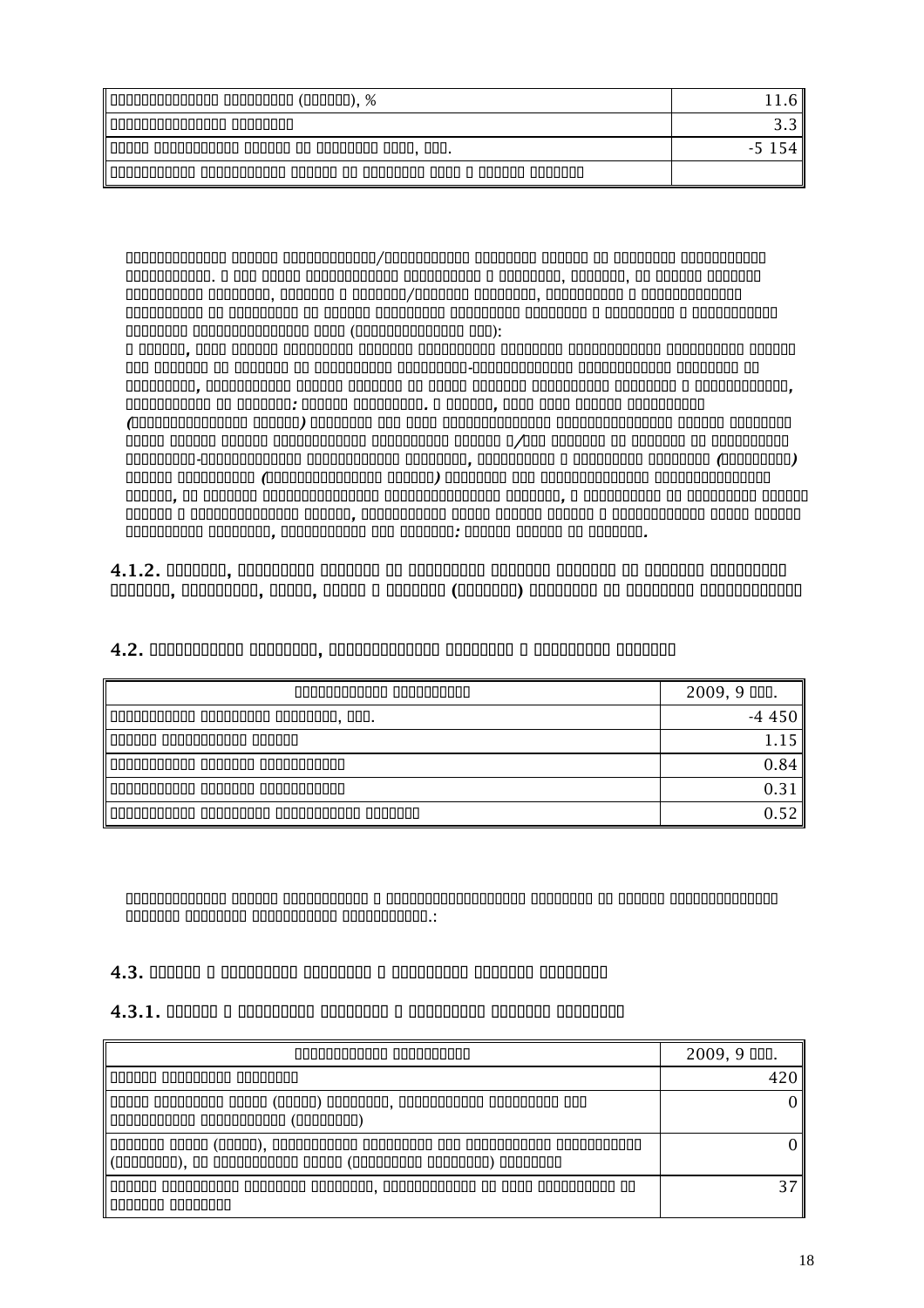| | |
|---|---|
| , % | 11.6 |
| | 3.3 |
| , . | -5 154 |
| | |

4.1.2.

## 4.2.

| | 2009, 9 . |
|---|---|
| , . | -4 450 |
| | 1.15 |
| | 0.84 |
| | 0.31 |
| | 0.52 |

## 4.3.

### 4.3.1.

| | 2009, 9 . |
|---|---|
| | 420 |
| | 0 |
| | 0 |
| | 37 |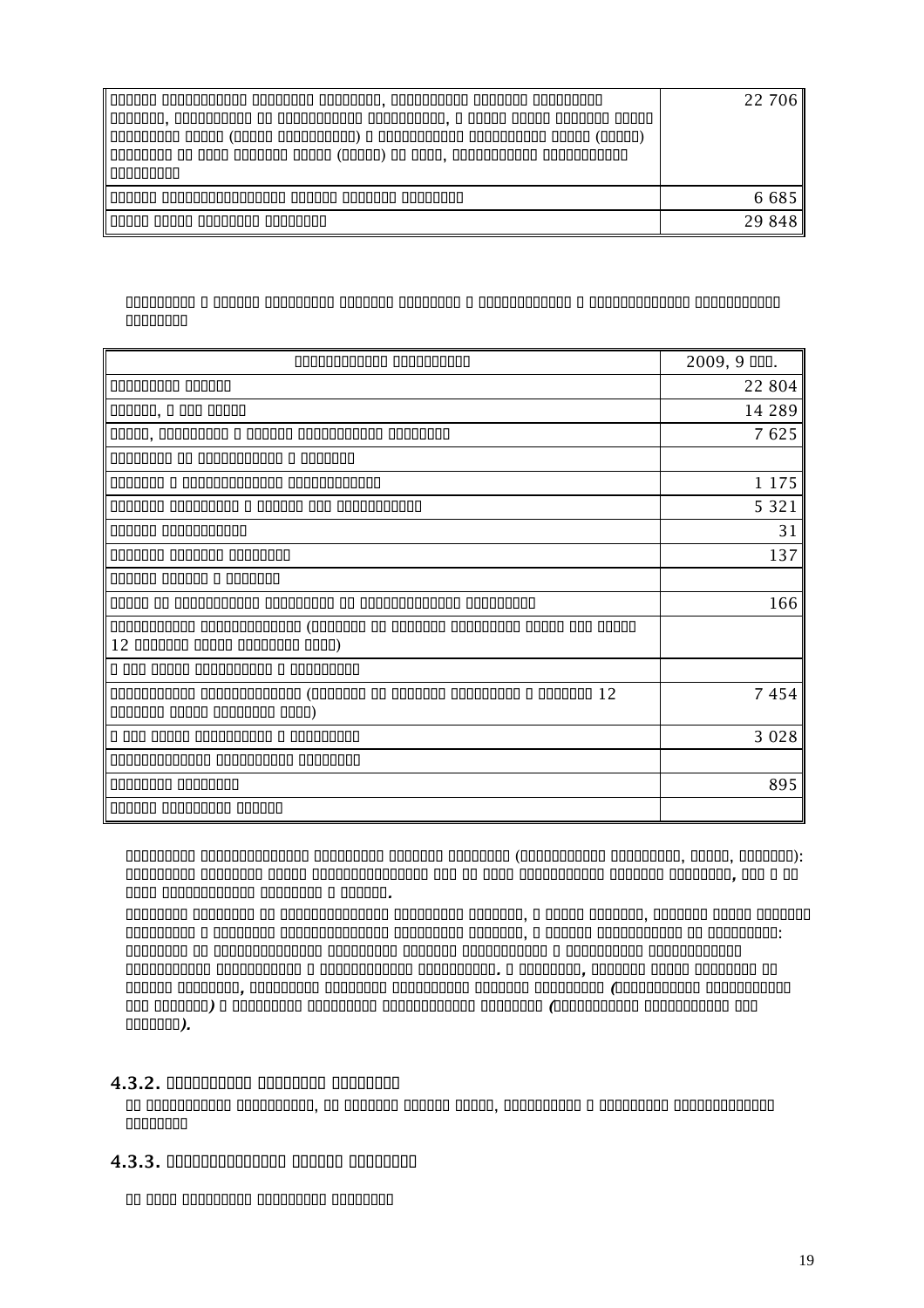| | |
|---|---:|
| | 22 706 |
| | 6 685 |
| | 29 848 |

| | 2009, 9 |
|---|---:|
| | 22 804 |
| | 14 289 |
| | 7 625 |
| | |
| | 1 175 |
| | 5 321 |
| | 31 |
| | 137 |
| | |
| | 166 |
| 12 | |
| | |
| 12 | 7 454 |
| | 3 028 |
| | |
| | 895 |
| | |

## 4.3.2.

## 4.3.3.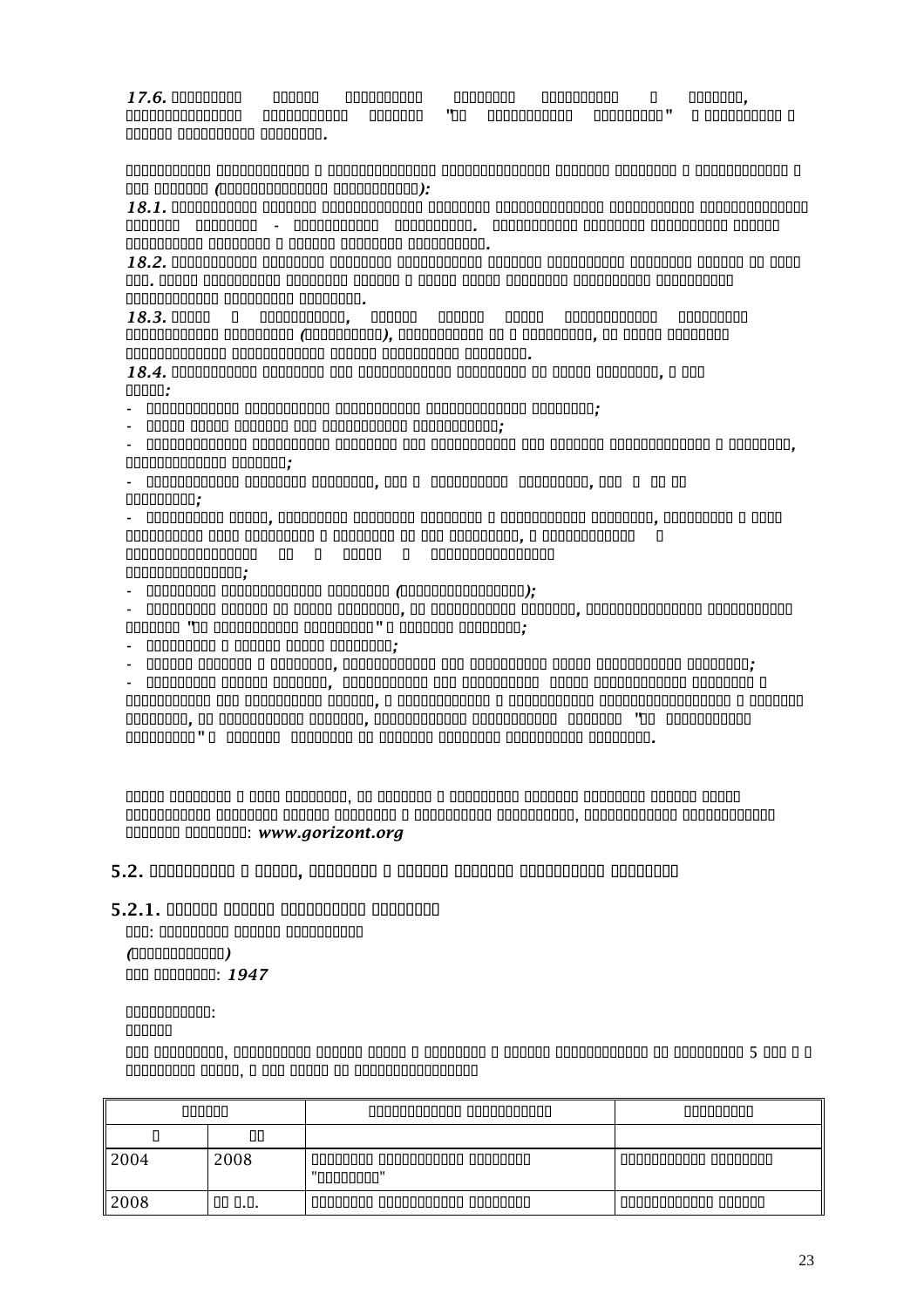17.6.

18.1.

18.2.

18.3.

18.4.

www.gorizont.org

## 5.2.

### 5.2.1.

1947

| | | | |
|---|---|---|---|
| | | | |
| 2004 | 2008 | "" | |
| 2008 | | | |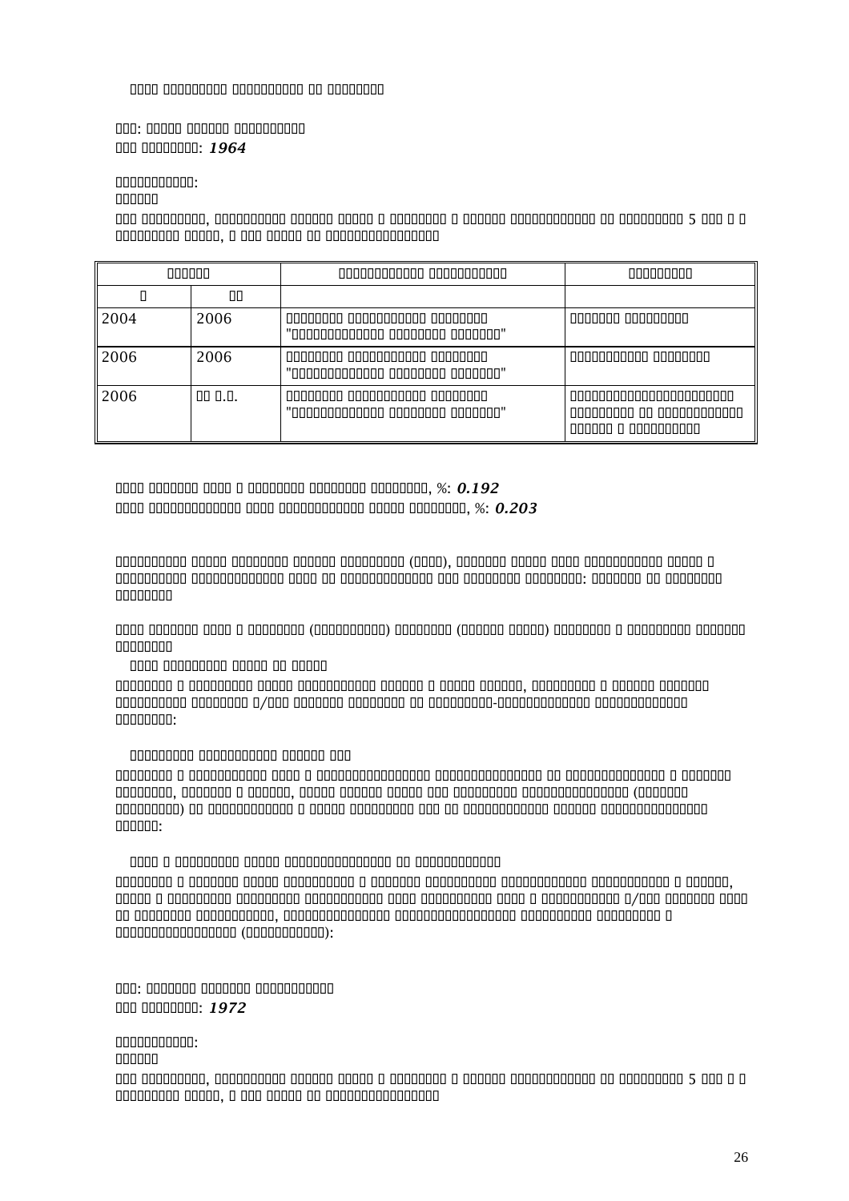□□□□ □□□□□□□□□ □□□□□□□□□□□ □□ □□□□□□□□□

□□□: □□□□□ □□□□□□□ □□□□□□□□□□□□

□□□ □□□□□□□□□: *1964*

□□□□□□□□□□□□□:

□□□□□□□

□□□ □□□□□□□□□□, □□□□□□□□□□□ □□□□□□□ □□□□□ □ □□□□□□□□□ □ □□□□□□□ □□□□□□□□□□□□□□ □□ □□□□□□□□□□ 5 □□□ □ □ □□□□□□□□□□ □□□□□□, □ □□□ □□□□□ □□ □□□□□□□□□□□□□□□□□□□□

| □□□□□□□ | | □□□□□□□□□□□□□□□ □□□□□□□□□□□□□ | □□□□□□□□□□□ |
|---|---|---|---|
| □ | □□ | | |
| 2004 | 2006 | □□□□□□□□ □□□□□□□□□□□□□ □□□□□□□□□ "□□□□□□□□□□□□□□□ □□□□□□□□□ □□□□□□□□" | □□□□□□□□ □□□□□□□□□□□ |
| 2006 | 2006 | □□□□□□□□ □□□□□□□□□□□□□ □□□□□□□□□ "□□□□□□□□□□□□□□□ □□□□□□□□□ □□□□□□□□" | □□□□□□□□□□□□□□□ □□□□□□□□□□ |
| 2006 | □□ □.□. | □□□□□□□□ □□□□□□□□□□□□□ □□□□□□□□□ "□□□□□□□□□□□□□□□ □□□□□□□□□ □□□□□□□□" | □□□□□□□□□□□□□□□□□□□□□□□□□ □□□□□□□□□□ □□ □□□□□□□□□□□□□□□ □□□□□□□ □ □□□□□□□□□□□□ |

□□□□ □□□□□□□□ □□□□ □ □□□□□□□□□ □□□□□□□□□ □□□□□□□□□□, %: *0.192*

□□□□ □□□□□□□□□□□□□□□□ □□□□□ □□□□□□□□□□□□□□□ □□□□□□ □□□□□□□□□□, %: *0.203*

□□□□□□□□□□□ □□□□□ □□□□□□□□□ □□□□□□□ □□□□□□□□□□ (□□□□), □□□□□□□□ □□□□□ □□□□ □□□□□□□□□□□□□ □□□□□ □ □□□□□□□□□□□ □□□□□□□□□□□□□□□□ □□□□ □□ □□□□□□□□□□□□□□□□ □□□ □□□□□□□□□ □□□□□□□□□: □□□□□□□□ □□ □□□□□□□□□ □□□□□□□□□

□□□□ □□□□□□□□ □□□□ □ □□□□□□□□□ (□□□□□□□□□□□□) □□□□□□□□□□ (□□□□□□□ □□□□□□) □□□□□□□□□ □ □□□□□□□□□□□ □□□□□□□□ □□□□□□□□□

□□□□ □□□□□□□□□□ □□□□□□ □□ □□□□□□

□□□□□□□□□ □ □□□□□□□□□□ □□□□□ □□□□□□□□□□□□□ □□□□□□□ □ □□□□□ □□□□□□□, □□□□□□□□□□□ □ □□□□□□□ □□□□□□□□ □□□□□□□□□□□□ □□□□□□□□□ □/□□□□ □□□□□□□ □□□□□□□□□ □□ □□□□□□□□□□-□□□□□□□□□□□□□□□ □□□□□□□□□□□□□□□□□□ □□□□□□□□□:

□□□□□□□□□□ □□□□□□□□□□□□□ □□□□□□□ □□□□

□□□□□□□□□ □ □□□□□□□□□□□□□ □□□□ □ □□□□□□□□□□□□□□□□□□□ □□□□□□□□□□□□□□□□□□ □□ □□□□□□□□□□□□□□□□ □ □□□□□□□□ □□□□□□□□□, □□□□□□□□□ □ □□□□□□□, □□□□□ □□□□□□□ □□□□□□ □□□□ □□□□□□□□□□ □□□□□□□□□□□□□□□□□□ (□□□□□□□□□ □□□□□□□□□□□) □□ □□□□□□□□□□□□□□□ □ □□□□□□ □□□□□□□□□□□ □□□□ □□ □□□□□□□□□□□□□□ □□□□□□□ □□□□□□□□□□□□□□□□□□□□□□ □□□□□□□:

□□□□ □ □□□□□□□□□□□ □□□□□□ □□□□□□□□□□□□□□□□□□□□□□ □□ □□□□□□□□□□□□□□□

□□□□□□□□□ □ □□□□□□□□ □□□□□ □□□□□□□□□□□ □ □□□□□□□□ □□□□□□□□□□□ □□□□□□□□□□□□□□□ □□□□□□□□□□□□□ □ □□□□□□□, □□□□□ □ □□□□□□□□□□ □□□□□□□□□□ □□□□□□□□□□□□□ □□□□□ □□□□□□□□□□□ □□□□□ □ □□□□□□□□□□□□□□ □/□□□□ □□□□□□□ □□□□□ □□ □□□□□□□□□ □□□□□□□□□□□□, □□□□□□□□□□□□□□□□□□ □□□□□□□□□□□□□□□□□□□□□□□ □□□□□□□□□□□ □□□□□□□□□□ □ □□□□□□□□□□□□□□□□□□□□□ (□□□□□□□□□□□□□□□):

□□□: □□□□□□□□ □□□□□□□□ □□□□□□□□□□□□□□

□□□ □□□□□□□□□: *1972*

□□□□□□□□□□□□□:

□□□□□□□

□□□ □□□□□□□□□□, □□□□□□□□□□□ □□□□□□□ □□□□□ □ □□□□□□□□□ □ □□□□□□□ □□□□□□□□□□□□□□ □□ □□□□□□□□□□ 5 □□□ □ □ □□□□□□□□□□ □□□□□□, □ □□□ □□□□□ □□ □□□□□□□□□□□□□□□□□□□□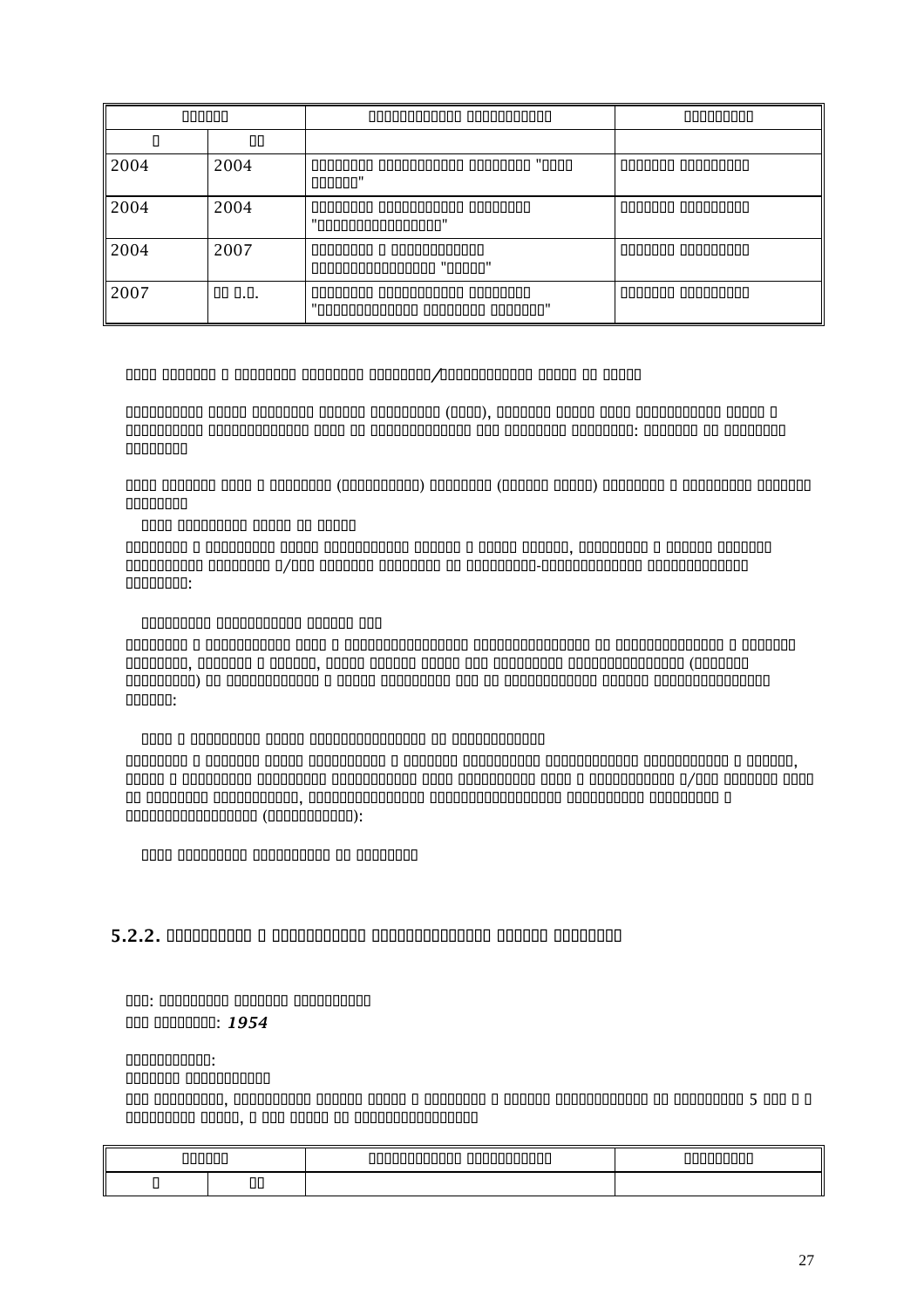| | | | |
|---|---|---|---|
| | | | |
| | | | |
| 2004 | 2004 | | |
| 2004 | 2004 | | |
| 2004 | 2007 | | |
| 2007 | | | |

## 5.2.2.

*1954*

| | | | |
|---|---|---|---|
| | | | |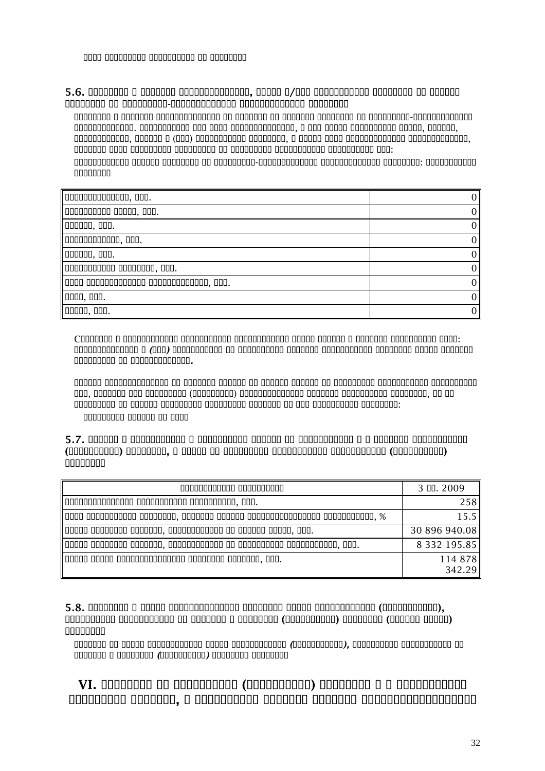5.6.

| | |
|---|---|
| | 0 |
| | 0 |
| | 0 |
| | 0 |
| | 0 |
| | 0 |
| | 0 |
| | 0 |
| | 0 |

5.7.

| | 3 . 2009 |
|---|---|
| | 258 |
| | 15.5 |
| | 30 896 940.08 |
| | 8 332 195.85 |
| | 114 878 342.29 |

5.8.

# VI.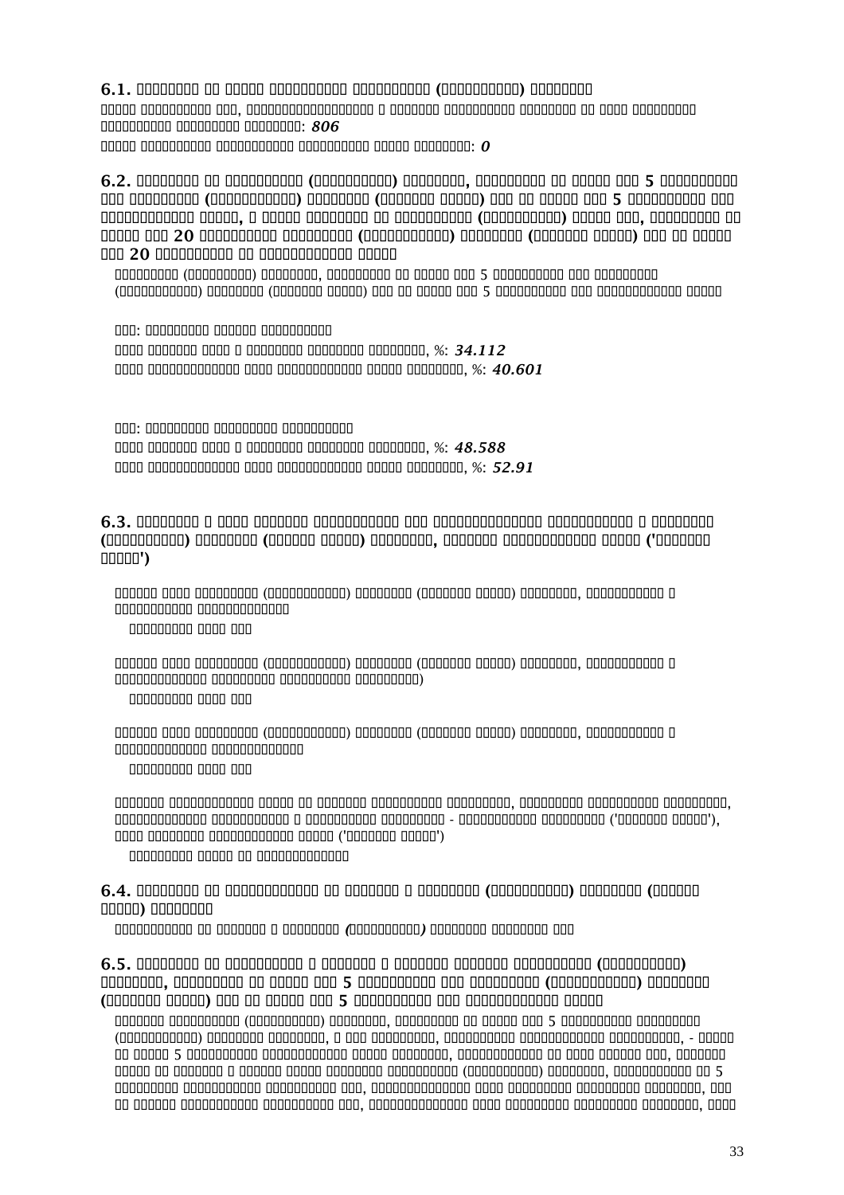## 6.1. Сведения об общем количестве акционеров (участников) эмитента

Общее количество лиц, зарегистрированных в реестре акционеров эмитента на дату окончания последнего отчетного квартала: *806*

Общее количество номинальных держателей акций эмитента: *0*

## 6.2. Сведения об участниках (акционерах) эмитента, владеющих не менее чем 5 процентами его уставного (складочного) капитала (паевого фонда) или не менее чем 5 процентами его обыкновенных акций, а также сведения об участниках (акционерах) таких лиц, владеющих не менее чем 20 процентами уставного (складочного) капитала (паевого фонда) или не менее чем 20 процентами их обыкновенных акций

Участники (акционеры) эмитента, владеющие не менее чем 5 процентами его уставного (складочного) капитала (паевого фонда) или не менее чем 5 процентами его обыкновенных акций

ФИО: ...

Доля участия лица в уставном капитале эмитента, %: *34.112*

Доля принадлежащих лицу обыкновенных акций эмитента, %: *40.601*

ФИО: ...

Доля участия лица в уставном капитале эмитента, %: *48.588*

Доля принадлежащих лицу обыкновенных акций эмитента, %: *52.91*

## 6.3. Сведения о доле участия государства или муниципального образования в уставном (складочном) капитале (паевом фонде) эмитента, наличии специального права ('золотой акции')

Размер доли уставного (складочного) капитала (паевого фонда) эмитента, находящейся в федеральной собственности

Указанной доли нет

Размер доли уставного (складочного) капитала (паевого фонда) эмитента, находящейся в государственной (собственности субъектов Российской Федерации)

Указанной доли нет

Размер доли уставного (складочного) капитала (паевого фонда) эмитента, находящейся в муниципальной собственности

Указанной доли нет

Наличие специального права на участие Российской Федерации, субъектов Российской Федерации, муниципальных образований в управлении эмитентом - акционерным обществом ('золотой акции'), срок действия специального права ('золотой акции')

Указанное право не предусмотрено

## 6.4. Сведения об ограничениях на участие в уставном (складочном) капитале (паевом фонде) эмитента

Ограничений на участие в уставном (складочном) капитале эмитента нет

## 6.5. Сведения об изменениях в составе и размере участия акционеров (участников) эмитента, владеющих не менее чем 5 процентами его уставного (складочного) капитала (паевого фонда) или не менее чем 5 процентами его обыкновенных акций

Составы акционеров (участников) эмитента, владевших не менее чем 5 процентами уставного (складочного) капитала эмитента, а для эмитентов, являющихся акционерными обществами, - также не менее чем 5 процентами обыкновенных акций эмитента, определенные на дату списка лиц, имевших право на участие в каждом общем собрании акционеров (участников) эмитента, проведенном за 5 последних завершенных финансовых лет, предшествующих дате окончания отчетного квартала, или за каждый завершенный финансовый год, предшествующий дате окончания отчетного квартала, если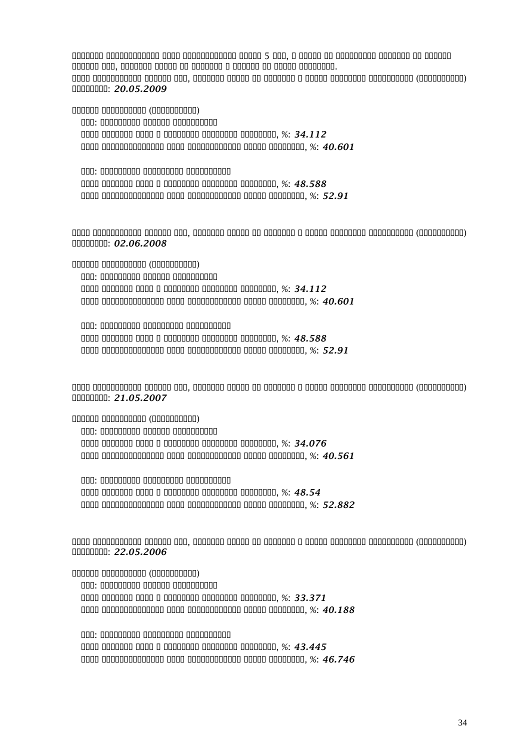5

(): *20.05.2009*

()

: 

, %: *34.112*

, %: *40.601*

: 

, %: *48.588*

, %: *52.91*

(): *02.06.2008*

()

: 

, %: *34.112*

, %: *40.601*

: 

, %: *48.588*

, %: *52.91*

(): *21.05.2007*

()

: 

, %: *34.076*

, %: *40.561*

: 

, %: *48.54*

, %: *52.882*

(): *22.05.2006*

()

: 

, %: *33.371*

, %: *40.188*

: 

, %: *43.445*

, %: *46.746*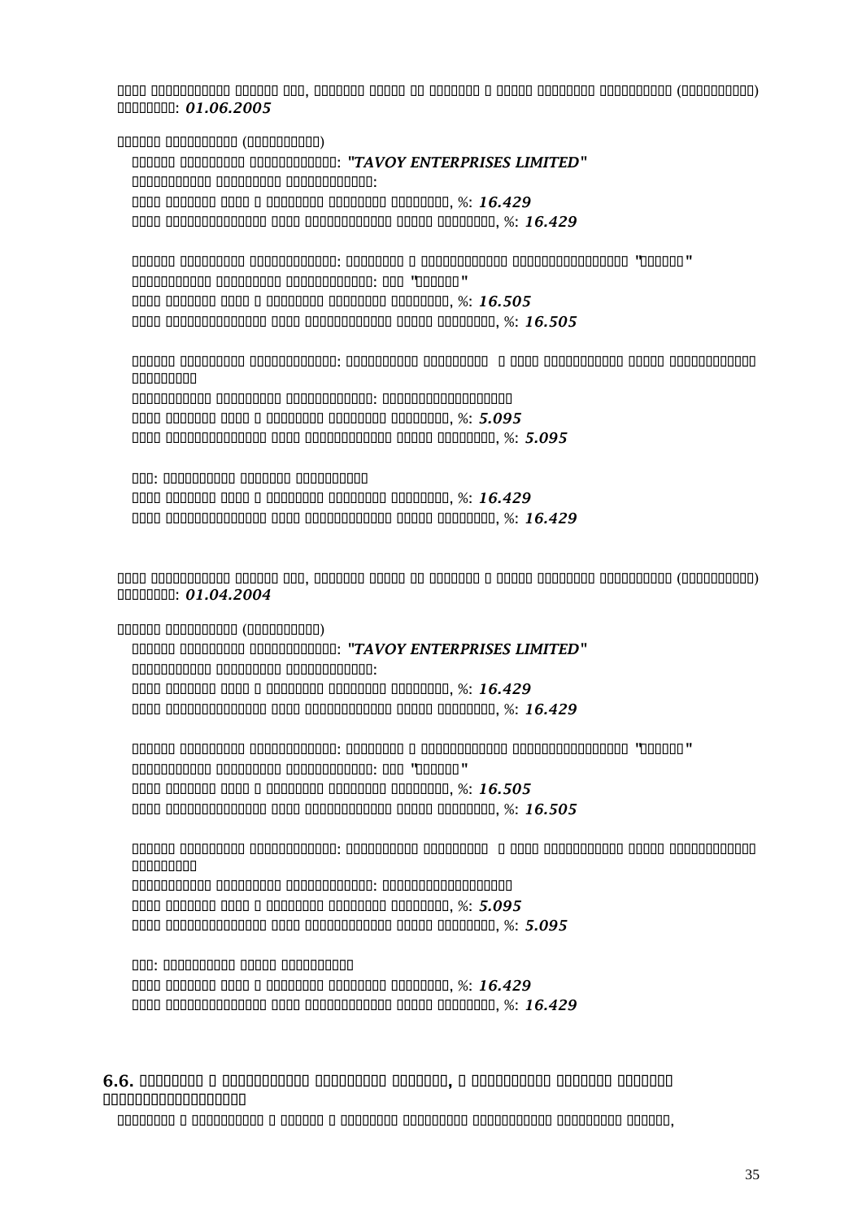(): *01.06.2005*

()

: *"TAVOY ENTERPRISES LIMITED"*

:

, %: *16.429*

, %: *16.429*

: "

: "

, %: *16.505*

, %: *16.505*

:

:

, %: *5.095*

, %: *5.095*

:

, %: *16.429*

, %: *16.429*

(): *01.04.2004*

()

: *"TAVOY ENTERPRISES LIMITED"*

:

, %: *16.429*

, %: *16.429*

: "

: "

, %: *16.505*

, %: *16.505*

:

:

, %: *5.095*

, %: *5.095*

:

, %: *16.429*

, %: *16.429*

## 6.6.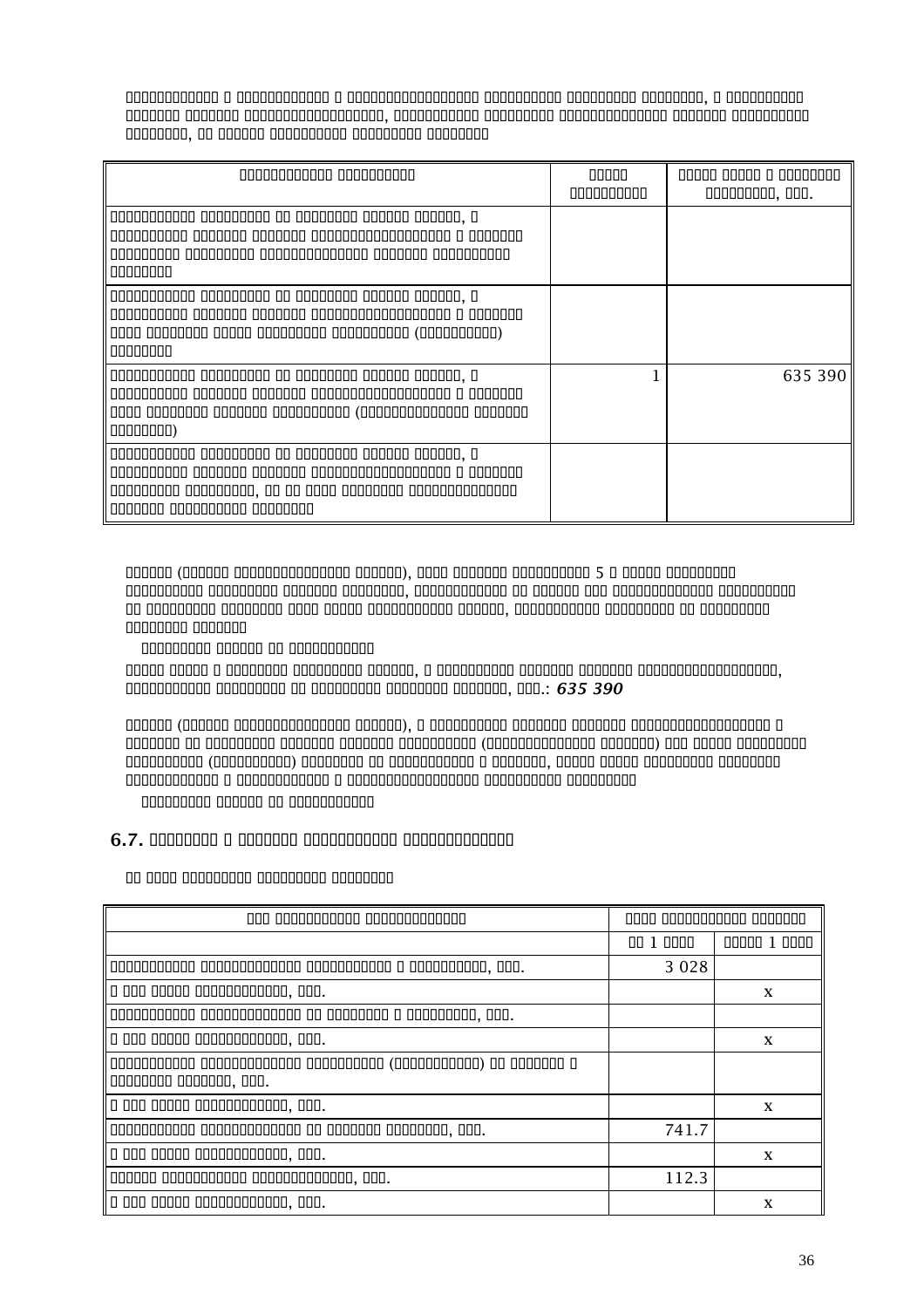| | | |
|---|---|---|
| | | |
| | | |
| | 1 | 635 390 |
| | | |

5

635 390

## 6.7.

| | | |
|---|---|---|
| | | |
| | 1 | 1 |
| | 3 028 | |
| | | x |
| | | |
| | | x |
| | | |
| | | x |
| | 741.7 | |
| | | x |
| | 112.3 | |
| | | x |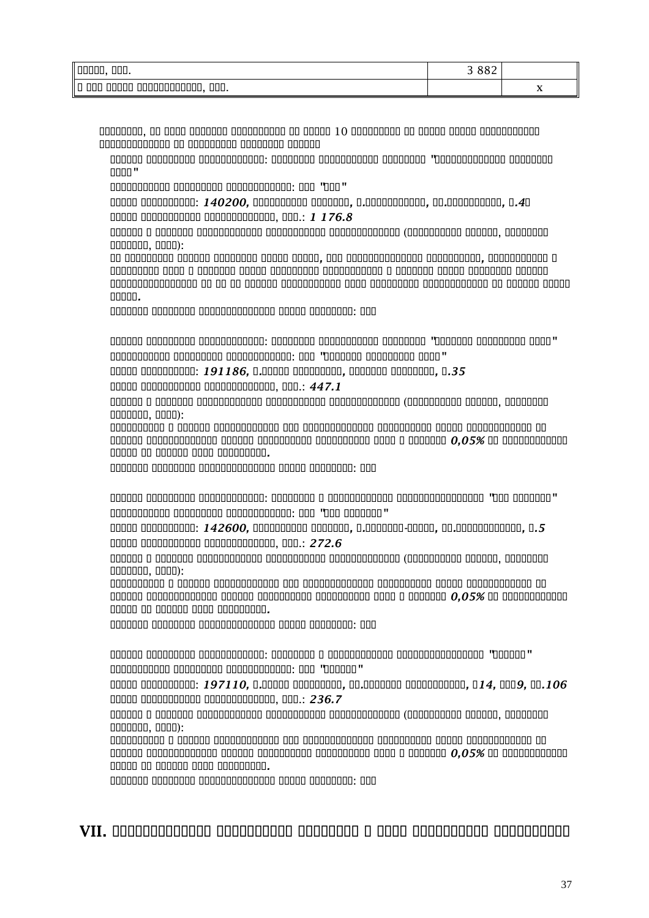| □□□□□, □□□. | 3 882 | |
|---|---|---|
| □ □□□ □□□□□ □□□□□□□□□□□□□, □□□. | | x |

□□□□□□□□, □□ □□□□ □□□□□□□ □□□□□□□□□□ □□ □□□□□ 10 □□□□□□□□□ □□ □□□□□ □□□□□ □□□□□□□□□□□ □□□□□□□□□□□□□ □□ □□□□□□□□□ □□□□□□□□ □□□□□□

□□□□□□ □□□□□□□□□ □□□□□□□□□□□□□: □□□□□□□□ □□□□□□□□□□□ □□□□□□□□ "□□□□□□□□□□□□□□ □□□□□□□□ □□□□"

□□□□□□□□□□□ □□□□□□□□□ □□□□□□□□□□□□□: □□□ "□□□"

□□□□□ □□□□□□□□□□: ***140200,*** □□□□□□□□□□ □□□□□□□, □.□□□□□□□□□□□□, □□.□□□□□□□□□□□, □.***4***□

□□□□□ □□□□□□□□□□□ □□□□□□□□□□□□□□, □□□.: ***1 176.8***

□□□□□□ □ □□□□□□□ □□□□□□□□□□□□ □□□□□□□□□□□ □□□□□□□□□□□□□□ (□□□□□□□□□□□ □□□□□□, □□□□□□□□□ □□□□□□□, □□□□):

□□ □□□□□□□□□ □□□□□□ □□□□□□□□□ □□□□□ □□□□□, □□□ □□□□□□□□□□□□□□□ □□□□□□□□□□□, □□□□□□□□□□□□ □ □□□□□□□□□ □□□□ □ □□□□□□□ □□□□□ □□□□□□□□□ □□□□□□□□□□□ □ □□□□□□□ □□□□□ □□□□□□□□□ □□□□□□ □□□□□□□□□□□□□□□□□□ □□ □□ □□ □□□□□□ □□□□□□□□□□□ □□□□ □□□□□□□□□ □□□□□□□□□□□□□ □□ □□□□□□ □□□□□ □□□□□.

□□□□□□□ □□□□□□□□ □□□□□□□□□□□□□□□□ □□□□□ □□□□□□□□□: □□□

□□□□□□ □□□□□□□□□ □□□□□□□□□□□□□: □□□□□□□□ □□□□□□□□□□□ □□□□□□□□ "□□□□□□□ □□□□□□□□□□ □□□□"

□□□□□□□□□□□ □□□□□□□□□ □□□□□□□□□□□□□: □□□ "□□□□□□□ □□□□□□□□□□ □□□□"

□□□□□ □□□□□□□□□□: ***191186,*** □.□□□□□ □□□□□□□□□□, □□□□□□□ □□□□□□□□□, □.***35***

□□□□□ □□□□□□□□□□□ □□□□□□□□□□□□□□, □□□.: ***447.1***

□□□□□□ □ □□□□□□□ □□□□□□□□□□□□ □□□□□□□□□□□ □□□□□□□□□□□□□□ (□□□□□□□□□□□ □□□□□□, □□□□□□□□□ □□□□□□□, □□□□):

□□□□□□□□□□ □ □□□□□□ □□□□□□□□□□□□□ □□□ □□□□□□□□□□□□□□□ □□□□□□□□□□ □□□□□ □□□□□□□□□□□□□ □□ □□□□□□ □□□□□□□□□□□□□ □□□□□□ □□□□□□□□□□ □□□□□□□□□□□ □□□□ □ □□□□□□□ ***0,05%*** □□ □□□□□□□□□□□□□ □□□□□ □□ □□□□□□ □□□□ □□□□□□□□□.

□□□□□□□ □□□□□□□□ □□□□□□□□□□□□□□□□ □□□□□ □□□□□□□□□: □□□

□□□□□□ □□□□□□□□□ □□□□□□□□□□□□□: □□□□□□□□□ □ □□□□□□□□□□□□□ □□□□□□□□□□□□□□□□□□□ "□□□ □□□□□□□□"

□□□□□□□□□□□ □□□□□□□□□ □□□□□□□□□□□□□: □□□ "□□□ □□□□□□□□"

□□□□□ □□□□□□□□□□: ***142600,*** □□□□□□□□□□ □□□□□□□, □.□□□□□□□-□□□□□, □□.□□□□□□□□□□□□□□□, □.***5***

□□□□□ □□□□□□□□□□□ □□□□□□□□□□□□□□, □□□.: ***272.6***

□□□□□□ □ □□□□□□□ □□□□□□□□□□□□ □□□□□□□□□□□ □□□□□□□□□□□□□□ (□□□□□□□□□□□ □□□□□□, □□□□□□□□□ □□□□□□□, □□□□):

□□□□□□□□□□ □ □□□□□□ □□□□□□□□□□□□□ □□□ □□□□□□□□□□□□□□□ □□□□□□□□□□ □□□□□ □□□□□□□□□□□□□ □□ □□□□□□ □□□□□□□□□□□□□ □□□□□□ □□□□□□□□□□ □□□□□□□□□□□ □□□□ □ □□□□□□□ ***0,05%*** □□ □□□□□□□□□□□□□ □□□□□ □□ □□□□□□ □□□□ □□□□□□□□□.

□□□□□□□ □□□□□□□□ □□□□□□□□□□□□□□□□ □□□□□ □□□□□□□□□: □□□

□□□□□□ □□□□□□□□□ □□□□□□□□□□□□□: □□□□□□□□□ □ □□□□□□□□□□□□□ □□□□□□□□□□□□□□□□□□□ "□□□□□□□"

□□□□□□□□□□□ □□□□□□□□□ □□□□□□□□□□□□□: □□□ "□□□□□□□"

□□□□□ □□□□□□□□□□: ***197110,*** □.□□□□□ □□□□□□□□□□, □□.□□□□□□□ □□□□□□□□□□□□, □***14,*** □□□***9,*** □□.***106***

□□□□□ □□□□□□□□□□□ □□□□□□□□□□□□□□, □□□.: ***236.7***

□□□□□□ □ □□□□□□□ □□□□□□□□□□□□ □□□□□□□□□□□ □□□□□□□□□□□□□□ (□□□□□□□□□□□ □□□□□□, □□□□□□□□□ □□□□□□□, □□□□):

□□□□□□□□□□ □ □□□□□□ □□□□□□□□□□□□□ □□□ □□□□□□□□□□□□□□□ □□□□□□□□□□ □□□□□ □□□□□□□□□□□□□ □□ □□□□□□ □□□□□□□□□□□□□ □□□□□□ □□□□□□□□□□ □□□□□□□□□□□ □□□□ □ □□□□□□□ ***0,05%*** □□ □□□□□□□□□□□□□ □□□□□ □□ □□□□□□ □□□□ □□□□□□□□□.

□□□□□□□ □□□□□□□□ □□□□□□□□□□□□□□□□ □□□□□ □□□□□□□□□: □□□

# VII. □□□□□□□□□□□□□ □□□□□□□□□□ □□□□□□□□ □ □□□□ □□□□□□□□□□ □□□□□□□□□□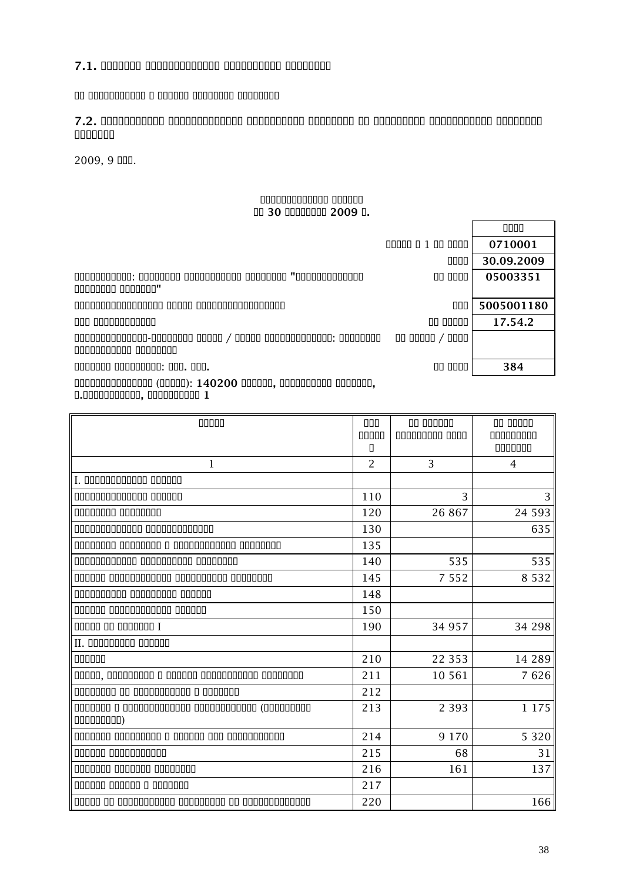## 7.1. Годовая бухгалтерская отчетность эмитента

Не указывается в данном отчетном квартале

## 7.2. Квартальная бухгалтерская отчетность эмитента за последний завершенный отчетный квартал

2009, 9 мес.

**Бухгалтерский баланс**
**на 30 сентября 2009 г.**

| | | Коды |
|---|---|---|
| | Форма № 1 по ОКУД | 0710001 |
| | Дата | 30.09.2009 |
| Организация: Открытое акционерное общество "…" | по ОКПО | 05003351 |
| Идентификационный номер налогоплательщика | ИНН | 5005001180 |
| Вид деятельности | по ОКВЭД | 17.54.2 |
| Организационно-правовая форма / форма собственности: открытое акционерное общество | по ОКОПФ / ОКФС | |
| Единица измерения: тыс. руб. | по ОКЕИ | 384 |

Местонахождение (адрес): 140200 Россия, Московская область, г.Воскресенск, … 1

| Актив | Код строки | На начало отчетного года | На конец отчетного периода |
|---|---|---|---|
| 1 | 2 | 3 | 4 |
| I. ВНЕОБОРОТНЫЕ АКТИВЫ | | | |
| Нематериальные активы | 110 | 3 | 3 |
| Основные средства | 120 | 26 867 | 24 593 |
| Незавершенное строительство | 130 | | 635 |
| Доходные вложения в материальные ценности | 135 | | |
| Долгосрочные финансовые вложения | 140 | 535 | 535 |
| Отложенные налоговые активы | 145 | 7 552 | 8 532 |
| Долгосрочная дебиторская задолженность | 148 | | |
| Прочие внеоборотные активы | 150 | | |
| Итого по разделу I | 190 | 34 957 | 34 298 |
| II. ОБОРОТНЫЕ АКТИВЫ | | | |
| Запасы | 210 | 22 353 | 14 289 |
| сырье, материалы и другие аналогичные ценности | 211 | 10 561 | 7 626 |
| животные на выращивании и откорме | 212 | | |
| затраты в незавершенном производстве (издержках обращения) | 213 | 2 393 | 1 175 |
| готовая продукция и товары для перепродажи | 214 | 9 170 | 5 320 |
| товары отгруженные | 215 | 68 | 31 |
| расходы будущих периодов | 216 | 161 | 137 |
| прочие запасы и затраты | 217 | | |
| Налог на добавленную стоимость по приобретенным ценностям | 220 | | 166 |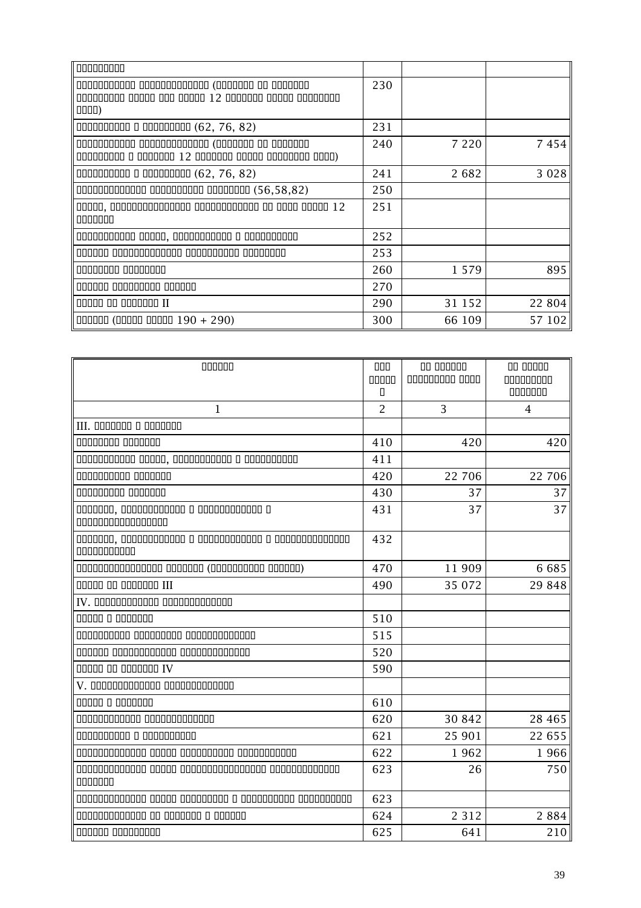| □□□□□□□□□□ | | | |
|---|---|---|---|
| □□□□□□□□□□□□ □□□□□□□□□□□□□□□ (□□□□□□□□ □□ □□□□□□□ □□□□□□□□□ □□□□□ □□□ □□□□□ 12 □□□□□□□ □□□□□ □□□□□□□□□ □□□□) | 230 | | |
| □□□□□□□□□□□ □ □□□□□□□□□□ (62, 76, 82) | 231 | | |
| □□□□□□□□□□□□ □□□□□□□□□□□□□□□ (□□□□□□□□ □□ □□□□□□□ □□□□□□□□□□ □ □□□□□□□ 12 □□□□□□□ □□□□□ □□□□□□□□□ □□□□) | 240 | 7 220 | 7 454 |
| □□□□□□□□□□□ □ □□□□□□□□□□ (62, 76, 82) | 241 | 2 682 | 3 028 |
| □□□□□□□□□□□□□□□ □□□□□□□□□□□ □□□□□□□□□ (56,58,82) | 250 | | |
| □□□□□, □□□□□□□□□□□□□□□□ □□□□□□□□□□□□□ □□ □□□□ □□□□□ 12 □□□□□□□□ | 251 | | |
| □□□□□□□□□□□□ □□□□□, □□□□□□□□□□□□ □ □□□□□□□□□□□ | 252 | | |
| □□□□□□ □□□□□□□□□□□□□□□ □□□□□□□□□□□ □□□□□□□□□ | 253 | | |
| □□□□□□□□□ □□□□□□□□□ | 260 | 1 579 | 895 |
| □□□□□□ □□□□□□□□□□ □□□□□□□ | 270 | | |
| □□□□□ □□ □□□□□□□ II | 290 | 31 152 | 22 804 |
| □□□□□□ (□□□□□ □□□□□ 190 + 290) | 300 | 66 109 | 57 102 |

| □□□□□□ | □□□ □□□□□□ □ | □□ □□□□□□□ □□□□□□□□□□ □□□□ | □□ □□□□□ □□□□□□□□□□ □□□□□□□□ |
|---|---|---|---|
| 1 | 2 | 3 | 4 |
| III. □□□□□□□ □ □□□□□□□ | | | |
| □□□□□□□□□ □□□□□□□ | 410 | 420 | 420 |
| □□□□□□□□□□□□ □□□□□, □□□□□□□□□□□□ □ □□□□□□□□□□□ | 411 | | |
| □□□□□□□□□□□ □□□□□□□ | 420 | 22 706 | 22 706 |
| □□□□□□□□□□ □□□□□□□ | 430 | 37 | 37 |
| □□□□□□□, □□□□□□□□□□□□ □ □□□□□□□□□□□□□ □ □□□□□□□□□□□□□□□□□□ | 431 | 37 | 37 |
| □□□□□□□, □□□□□□□□□□□□ □ □□□□□□□□□□□□□ □ □□□□□□□□□□□□□□□ □□□□□□□□□□□ | 432 | | |
| □□□□□□□□□□□□□□□□□ □□□□□□□ (□□□□□□□□□□□ □□□□□□) | 470 | 11 909 | 6 685 |
| □□□□□ □□ □□□□□□□ III | 490 | 35 072 | 29 848 |
| IV. □□□□□□□□□□□□ □□□□□□□□□□□□□ | | | |
| □□□□□ □ □□□□□□□ | 510 | | |
| □□□□□□□□□□ □□□□□□□□□ □□□□□□□□□□□□□ | 515 | | |
| □□□□□□ □□□□□□□□□□□□ □□□□□□□□□□□□□ | 520 | | |
| □□□□□ □□ □□□□□□□ IV | 590 | | |
| V. □□□□□□□□□□□□□ □□□□□□□□□□□□□ | | | |
| □□□□□ □ □□□□□□□ | 610 | | |
| □□□□□□□□□□□□□ □□□□□□□□□□□□□□ | 620 | 30 842 | 28 465 |
| □□□□□□□□□□ □ □□□□□□□□□□□ | 621 | 25 901 | 22 655 |
| □□□□□□□□□□□□□ □□□□□ □□□□□□□□□□ □□□□□□□□□□□ | 622 | 1 962 | 1 966 |
| □□□□□□□□□□□□□ □□□□□ □□□□□□□□□□□□□□□□□ □□□□□□□□□□□□□□ □□□□□□□ | 623 | 26 | 750 |
| □□□□□□□□□□□□□□ □□□□□ □□□□□□□□□ □ □□□□□□□□□□ □□□□□□□□□□ | 623 | | |
| □□□□□□□□□□□□□□ □□ □□□□□□□ □ □□□□□□ | 624 | 2 312 | 2 884 |
| □□□□□□ □□□□□□□□□ | 625 | 641 | 210 |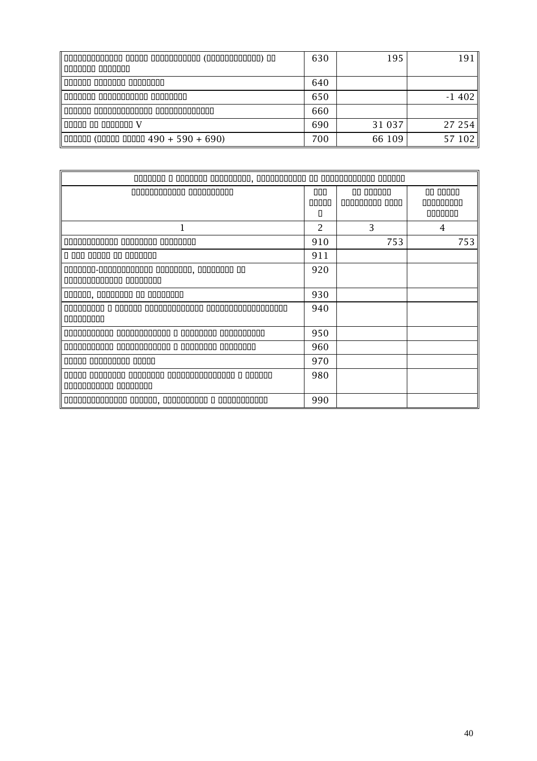| | | | |
|---|---|---|---|
| Задолженность перед участниками (учредителями) по выплате доходов | 630 | 195 | 191 |
| Доходы будущих периодов | 640 | | |
| Резервы предстоящих расходов | 650 | | -1 402 |
| Прочие краткосрочные обязательства | 660 | | |
| Итого по разделу V | 690 | 31 037 | 27 254 |
| БАЛАНС (сумма строк 490 + 590 + 690) | 700 | 66 109 | 57 102 |

| Справка о наличии ценностей, учитываемых на забалансовых счетах | | | |
|---|---|---|---|
| Наименование показателя | Код строки | На начало отчетного года | На конец отчетного периода |
| 1 | 2 | 3 | 4 |
| Арендованные основные средства | 910 | 753 | 753 |
| в том числе по лизингу | 911 | | |
| Товарно-материальные ценности, принятые на ответственное хранение | 920 | | |
| Товары, принятые на комиссию | 930 | | |
| Списанная в убыток задолженность неплатежеспособных дебиторов | 940 | | |
| Обеспечения обязательств и платежей полученные | 950 | | |
| Обеспечения обязательств и платежей выданные | 960 | | |
| Износ жилищного фонда | 970 | | |
| Износ объектов внешнего благоустройства и других аналогичных объектов | 980 | | |
| Нематериальные активы, полученные в пользование | 990 | | |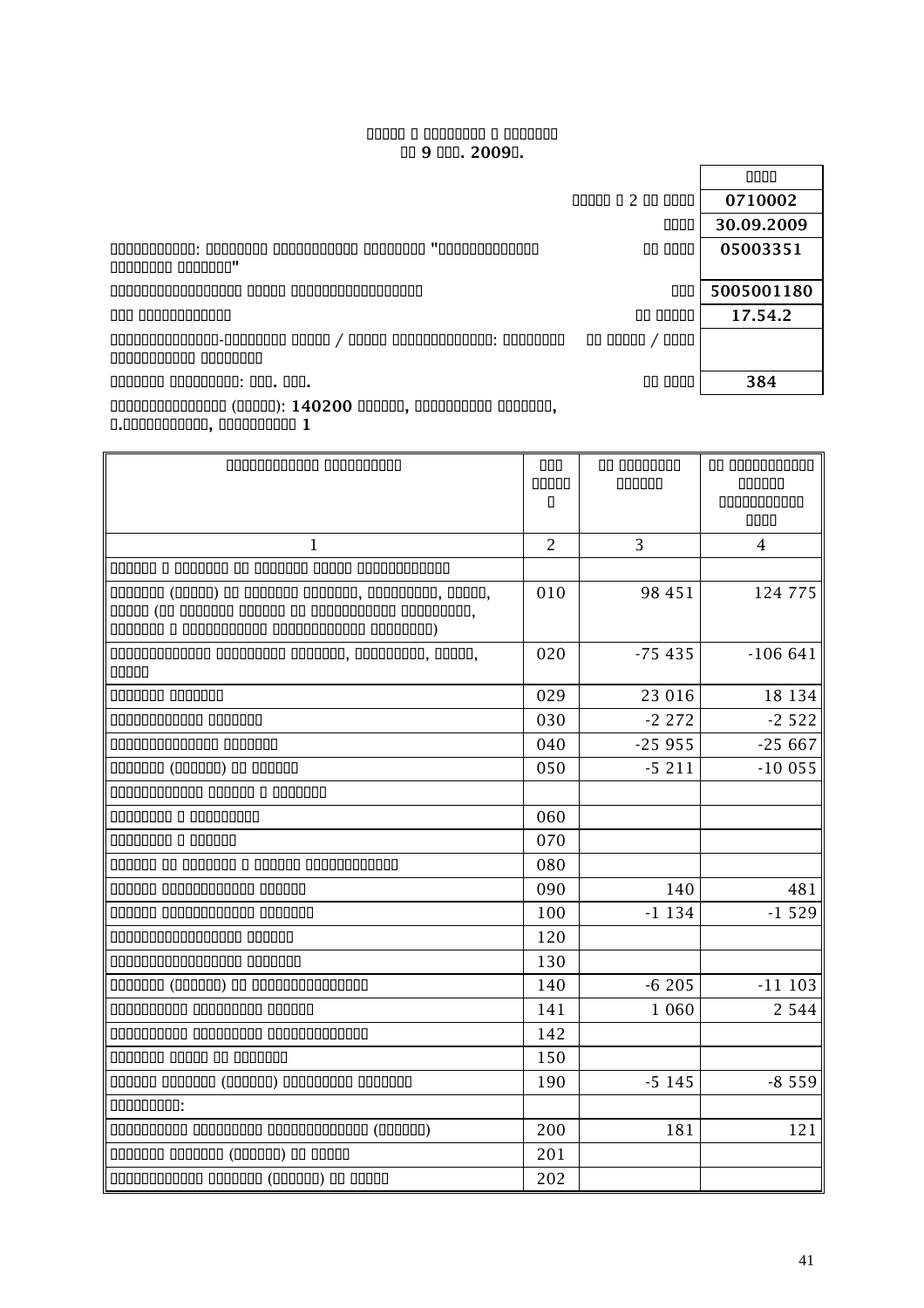**Отчет о прибылях и убытках**
**за 9 мес. 2009г.**

| | | Коды |
|---|---|---|
| | Форма № 2 по ОКУД | 0710002 |
| | Дата | 30.09.2009 |
| Организация: Открытое акционерное общество "[...]" | по ОКПО | 05003351 |
| Идентификационный номер налогоплательщика | ИНН | 5005001180 |
| Вид деятельности | по ОКВЭД | 17.54.2 |
| Организационно-правовая форма / форма собственности: Открытое акционерное общество | по ОКОПФ / ОКФС | |
| Единица измерения: тыс. руб. | по ОКЕИ | 384 |

Местонахождение (адрес): 140200 Россия, Московская область, г.Воскресенск, [...] 1

| Наименование показателя | Код строки | За отчетный период | За аналогичный период предыдущего года |
|---|---|---|---|
| 1 | 2 | 3 | 4 |
| Доходы и расходы по обычным видам деятельности | | | |
| Выручка (нетто) от продажи товаров, продукции, работ, услуг (за минусом налога на добавленную стоимость, акцизов и аналогичных обязательных платежей) | 010 | 98 451 | 124 775 |
| Себестоимость проданных товаров, продукции, работ, услуг | 020 | -75 435 | -106 641 |
| Валовая прибыль | 029 | 23 016 | 18 134 |
| Коммерческие расходы | 030 | -2 272 | -2 522 |
| Управленческие расходы | 040 | -25 955 | -25 667 |
| Прибыль (убыток) от продаж | 050 | -5 211 | -10 055 |
| Операционные доходы и расходы | | | |
| Проценты к получению | 060 | | |
| Проценты к уплате | 070 | | |
| Доходы от участия в других организациях | 080 | | |
| Прочие операционные доходы | 090 | 140 | 481 |
| Прочие операционные расходы | 100 | -1 134 | -1 529 |
| Внереализационные доходы | 120 | | |
| Внереализационные расходы | 130 | | |
| Прибыль (убыток) до налогообложения | 140 | -6 205 | -11 103 |
| Отложенные налоговые активы | 141 | 1 060 | 2 544 |
| Отложенные налоговые обязательства | 142 | | |
| Текущий налог на прибыль | 150 | | |
| Чистая прибыль (убыток) отчетного периода | 190 | -5 145 | -8 559 |
| Справочно: | | | |
| Постоянные налоговые обязательства (активы) | 200 | 181 | 121 |
| Базовая прибыль (убыток) на акцию | 201 | | |
| Разводненная прибыль (убыток) на акцию | 202 | | |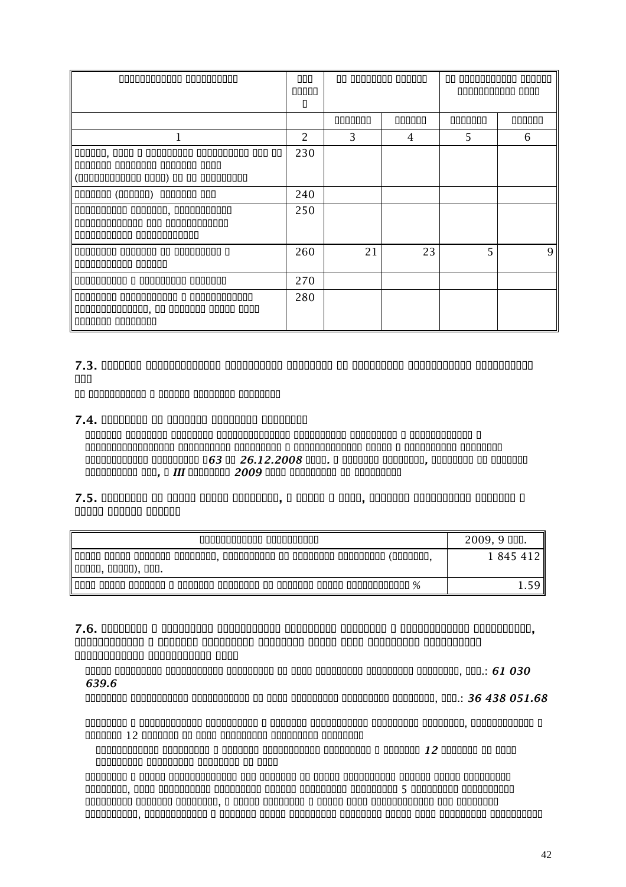| | | | | | |
|---|---|---|---|---|---|
| | | | | | |
| 1 | 2 | 3 | 4 | 5 | 6 |
| | 230 | | | | |
| | 240 | | | | |
| | 250 | | | | |
| | 260 | 21 | 23 | 5 | 9 |
| | 270 | | | | |
| | 280 | | | | |

**7.3.**

**7.4.**

№*63* *26.12.2008* *III* *2009*

**7.5.**

| | 2009, 9 |
|---|---|
| | 1 845 412 |
| % | 1.59 |

**7.6.**

*61 030 639.6*

*36 438 051.68*

12

*12*

5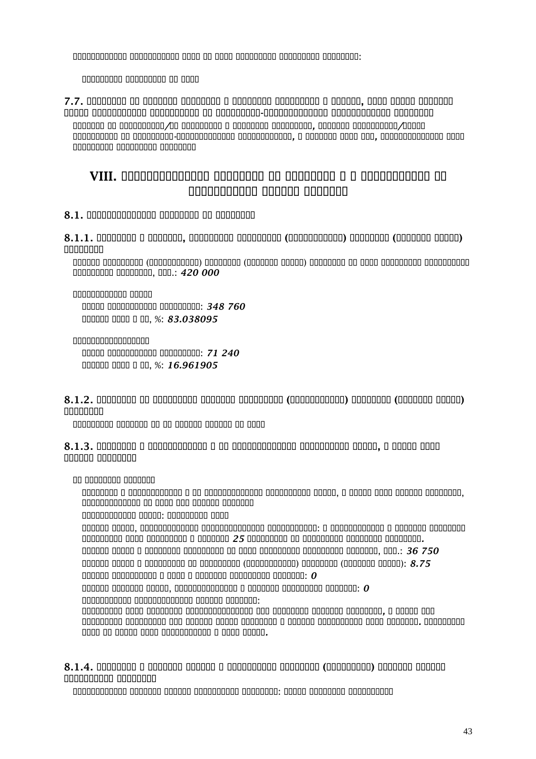## 7.7.

# VIII.

## 8.1.

### 8.1.1.

420 000

348 760

83.038095

71 240

16.961905

### 8.1.2.

### 8.1.3.

25

36 750

8.75

0

0

### 8.1.4.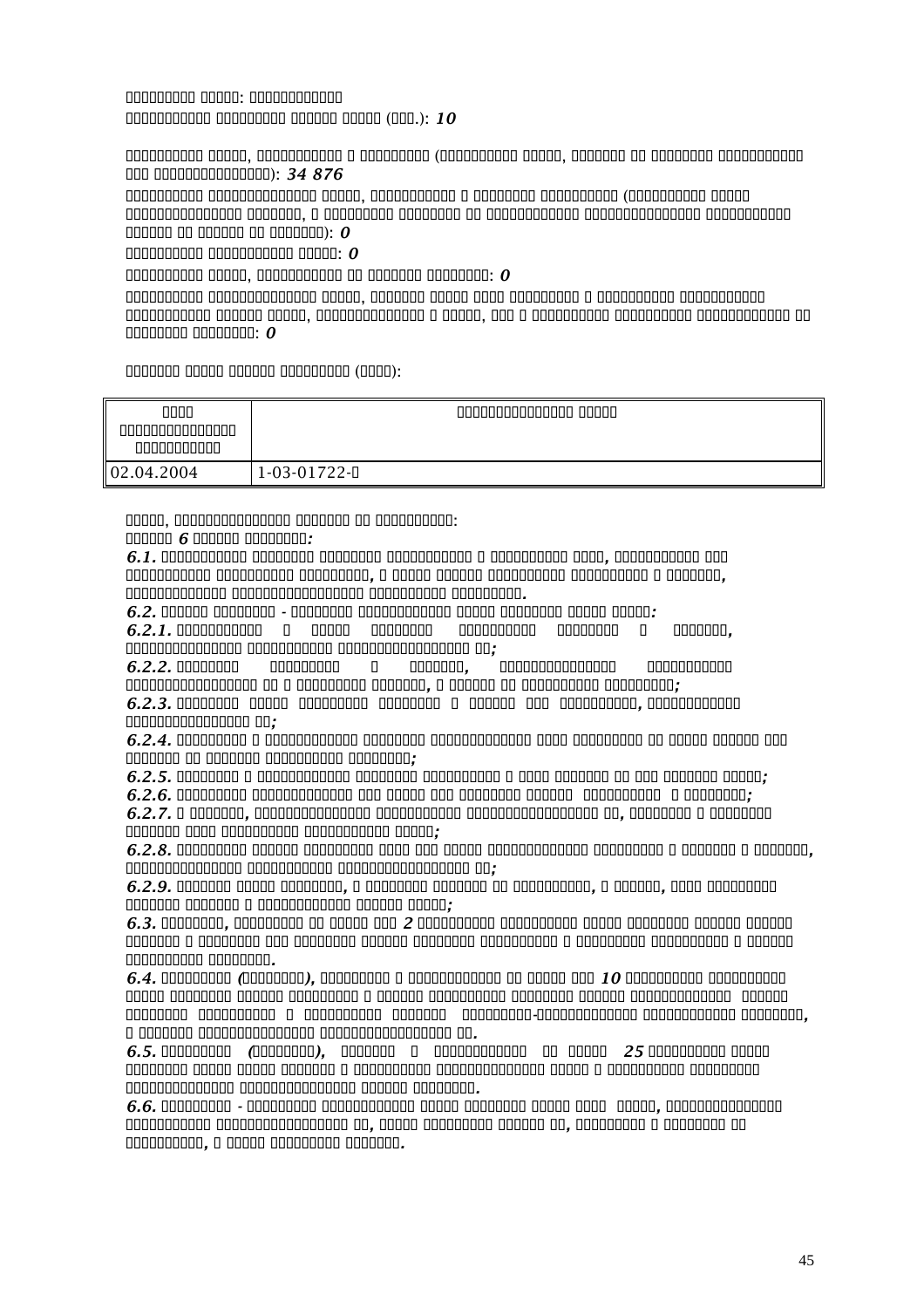: 10

): 34 876

): 0

: 0

: 0

: 0

| | |
|---|---|
| 02.04.2004 | 1-03-01722- |

6:

6.1.

6.2.

6.2.1.

6.2.2.

6.2.3.

6.2.4.

6.2.5.

6.2.6.

6.2.7.

6.2.8.

6.2.9.

6.3. 2

6.4. 10

6.5. 25

6.6.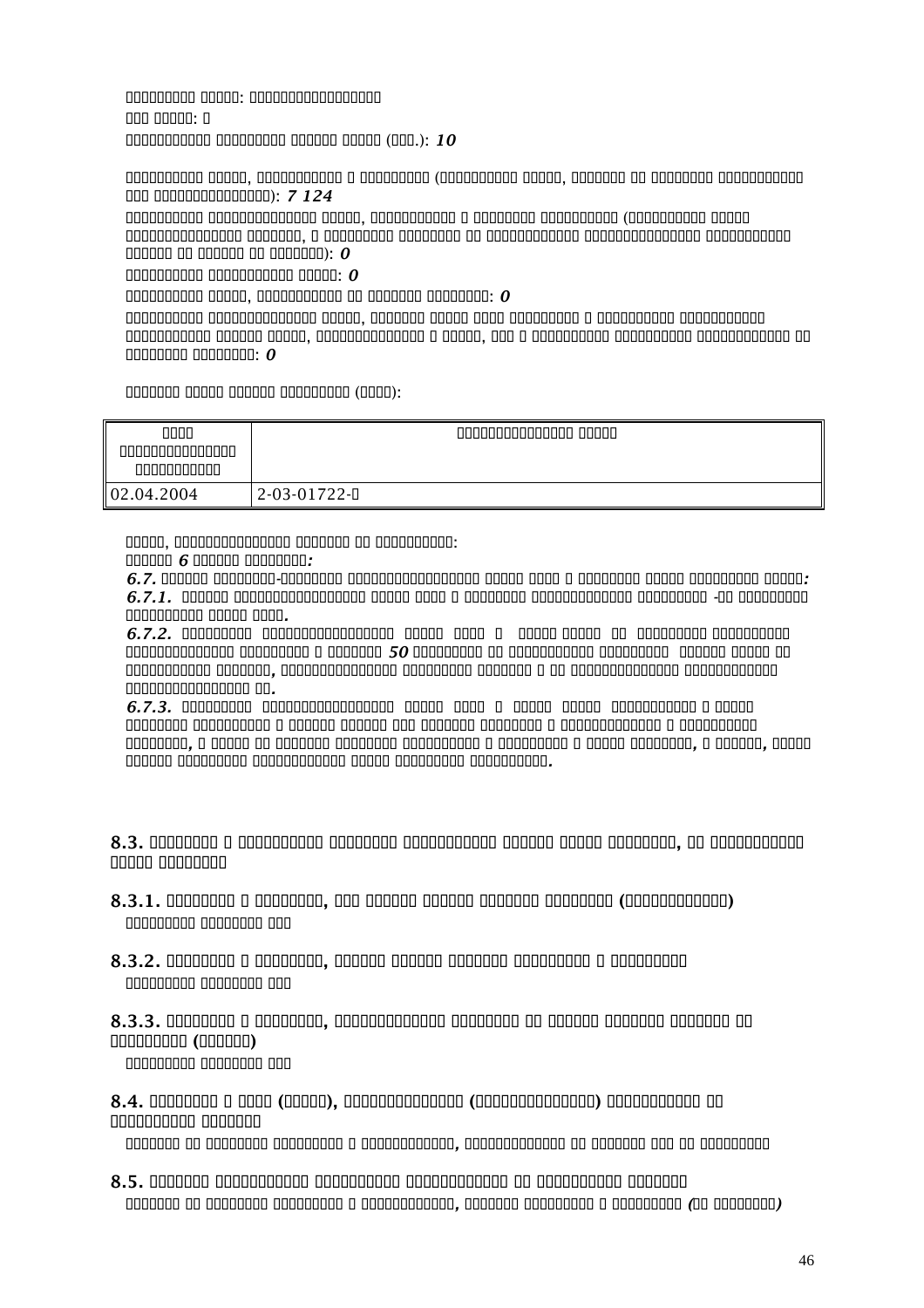: 

: 

(.): *10*

(, ): *7 124*

( , ): *0*

: *0*

, : *0*

, , , : *0*

():

| | |
|---|---|
| 02.04.2004 | 2-03-01722- |

, :

*6 :*

***6.7.** - :*

***6.7.1.** -.*

***6.7.2.** 50 , .*

***6.7.3.** , , , .*

## 8.3.

### 8.3.1. , ()

### 8.3.2. ,

### 8.3.3. , ()

## 8.4. (), ()

, 

## 8.5.

, *( )*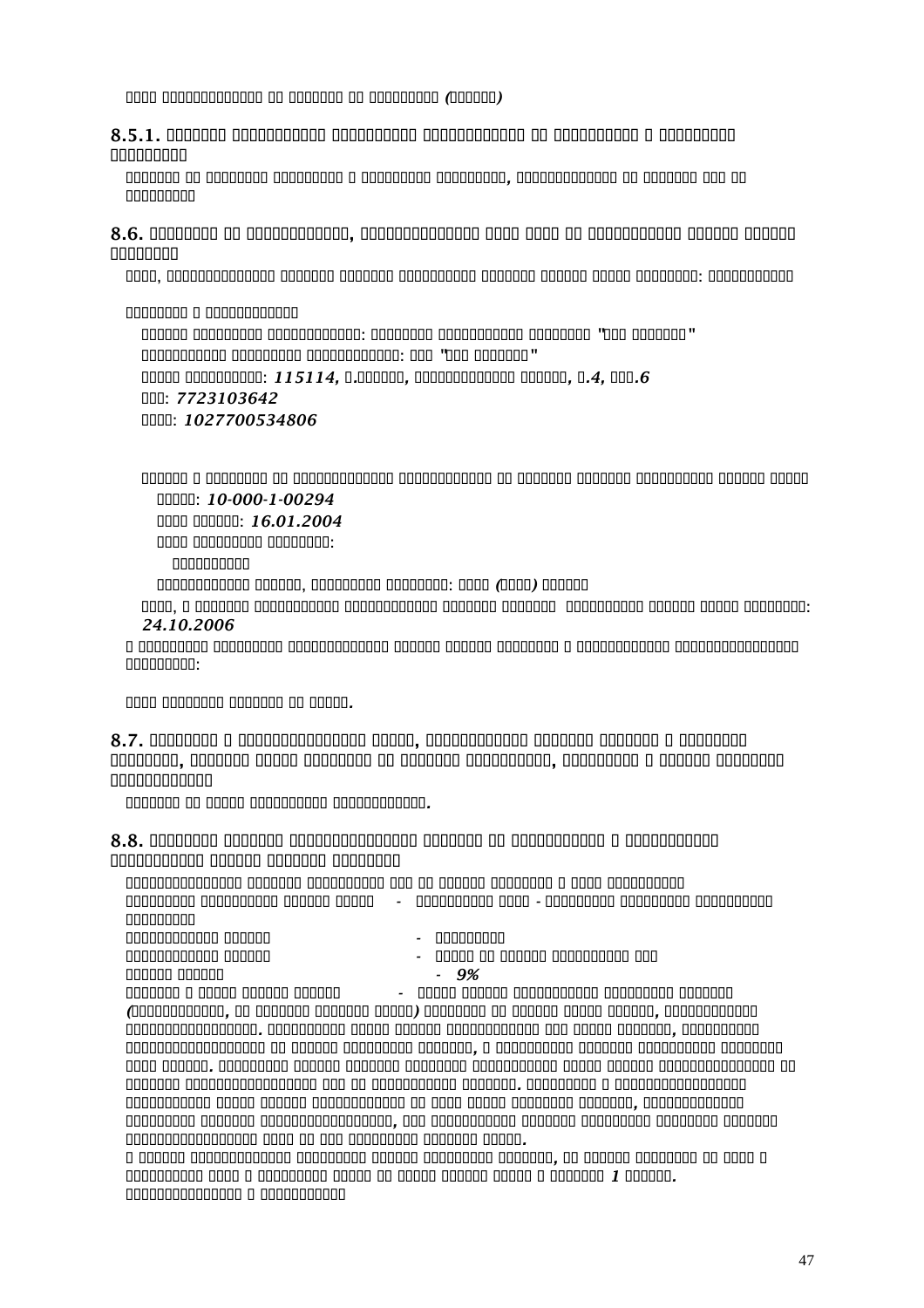8.5.1.

8.6.

115114, 4, 6

7723103642

1027700534806

10-000-1-00294

16.01.2004

24.10.2006

8.7.

8.8.

9%

1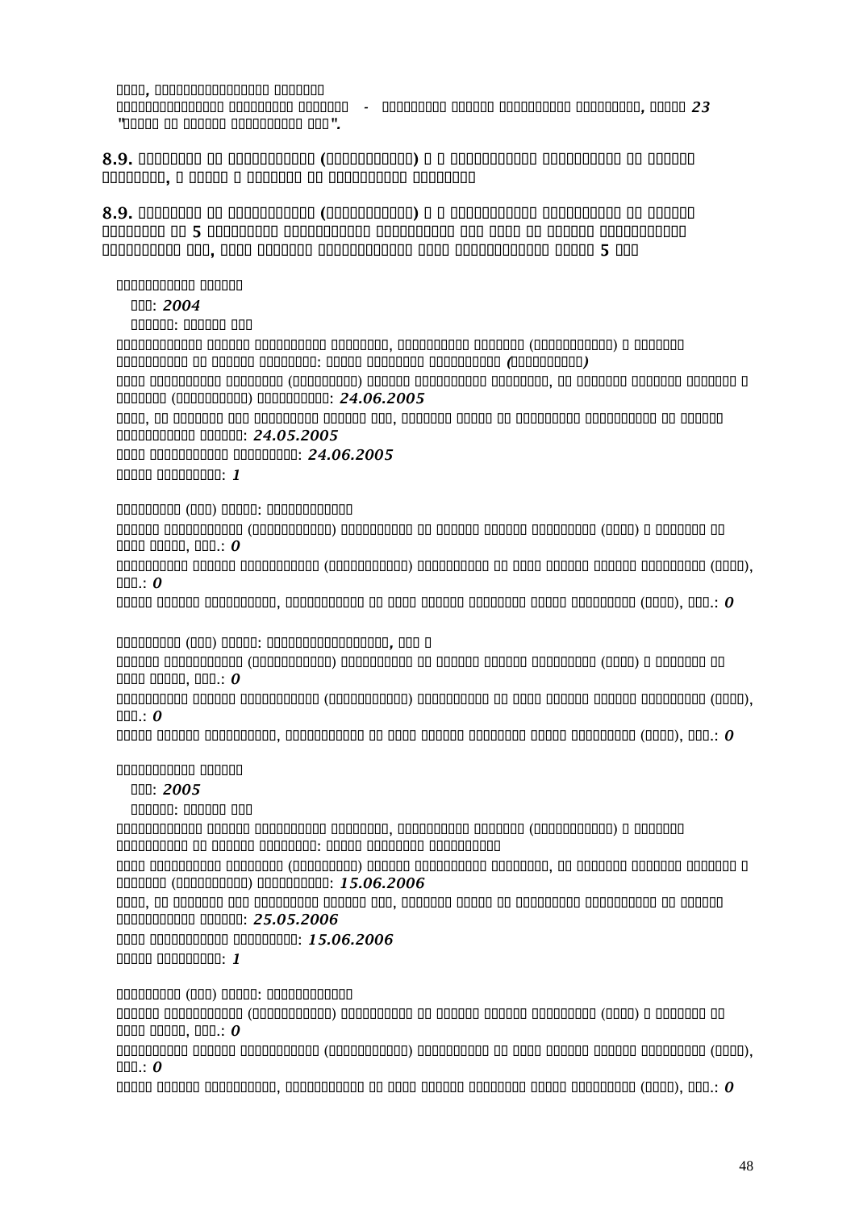□□□□, □□□□□□□□□□□□□□□□□□ □□□□□□□□

□□□□□□□□□□□□□□□□□ □□□□□□□□□□ □□□□□□□□ - □□□□□□□□□ □□□□□□ □□□□□□□□□□□ □□□□□□□□□□□, □□□□□ 23 "□□□□□ □□ □□□□□□ □□□□□□□□□□□ □□□".

**8.9. □□□□□□□□ □□ □□□□□□□□□□□□ (□□□□□□□□□□□□□) □ □ □□□□□□□□□□□ □□□□□□□□□□ □□ □□□□□□ □□□□□□□□, □ □□□□□□ □ □□□□□□□□ □□ □□□□□□□□□□□ □□□□□□□□**

**8.9. □□□□□□□□ □□ □□□□□□□□□□□□ (□□□□□□□□□□□□□) □ □ □□□□□□□□□□□□□ □□□□□□□□□□ □□ □□□□□□□ □□□□□□□□ □□ 5 □□□□□□□□□ □□□□□□□□□□□ □□□□□□□□□□□ □□□ □□□□ □□ □□□□□□ □□□□□□□□□□□□ □□□□□□□□□□ □□□, □□□□ □□□□□□□ □□□□□□□□□□□□ □□□□ □□□□□□□□□□□□ □□□□□□ 5 □□□**

□□□□□□□□□□□□ □□□□□□

□□□: *2004*

□□□□□□: □□□□□□ □□□

□□□□□□□□□□□□ □□□□□□ □□□□□□□□□□ □□□□□□□□, □□□□□□□□□□ □□□□□□□ (□□□□□□□□□□□□) □ □□□□□□□ □□□□□□□□□□ □□ □□□□□□ □□□□□□□□: □□□□□ □□□□□□□□ □□□□□□□□□□ *(□□□□□□□□□□)*

□□□□ □□□□□□□□□□ □□□□□□□□ (□□□□□□□□□) □□□□□□ □□□□□□□□□□ □□□□□□□□, □□ □□□□□□□ □□□□□□□ □□□□□□□ □ □□□□□□□ (□□□□□□□□□□□) □□□□□□□□□□□: *24.06.2005*

□□□□, □□ □□□□□□□ □□□ □□□□□□□□□ □□□□□□ □□□, □□□□□□□ □□□□□ □□ □□□□□□□□□ □□□□□□□□□□ □□ □□□□□□ □□□□□□□□□□ □□□□□□: *24.05.2005*

□□□□ □□□□□□□□□□□ □□□□□□□□□: *24.06.2005*

□□□□□ □□□□□□□□□: *1*

□□□□□□□□□ (□□□) □□□□□: □□□□□□□□□□□□□

□□□□□□ □□□□□□□□□□□ (□□□□□□□□□□□□) □□□□□□□□□□ □□ □□□□□□ □□□□□□ □□□□□□□□□ (□□□□) □ □□□□□□□ □□ □□□□ □□□□□, □□□.: *0*

□□□□□□□□□□ □□□□□□ □□□□□□□□□□□□ (□□□□□□□□□□□□) □□□□□□□□□□ □□ □□□□ □□□□□□ □□□□□□ □□□□□□□□□ (□□□□), □□□.: *0*

□□□□□ □□□□□□ □□□□□□□□□□, □□□□□□□□□□□ □□ □□□□ □□□□□□ □□□□□□□□ □□□□□ □□□□□□□□□ (□□□□), □□□.: *0*

□□□□□□□□□ (□□□) □□□□□: □□□□□□□□□□□□□□□□□□□□, □□□ □

□□□□□□ □□□□□□□□□□□ (□□□□□□□□□□□□) □□□□□□□□□□ □□ □□□□□□ □□□□□□ □□□□□□□□□ (□□□□) □ □□□□□□□ □□ □□□□ □□□□□, □□□.: *0*

□□□□□□□□□□ □□□□□□ □□□□□□□□□□□□ (□□□□□□□□□□□□) □□□□□□□□□□ □□ □□□□ □□□□□□ □□□□□□ □□□□□□□□□ (□□□□), □□□.: *0*

□□□□□ □□□□□□ □□□□□□□□□□, □□□□□□□□□□□ □□ □□□□ □□□□□□ □□□□□□□□ □□□□□ □□□□□□□□□ (□□□□), □□□.: *0*

□□□□□□□□□□□□ □□□□□□

□□□: *2005*

□□□□□□: □□□□□□ □□□

□□□□□□□□□□□□ □□□□□□ □□□□□□□□□□ □□□□□□□□, □□□□□□□□□□ □□□□□□□ (□□□□□□□□□□□□) □ □□□□□□□ □□□□□□□□□□ □□ □□□□□□ □□□□□□□□: □□□□□ □□□□□□□□ □□□□□□□□□□

□□□□ □□□□□□□□□□ □□□□□□□□ (□□□□□□□□□) □□□□□□ □□□□□□□□□□ □□□□□□□□, □□ □□□□□□□ □□□□□□□ □□□□□□□ □ □□□□□□□ (□□□□□□□□□□□) □□□□□□□□□□□: *15.06.2006*

□□□□, □□ □□□□□□□ □□□ □□□□□□□□□ □□□□□□ □□□, □□□□□□□ □□□□□ □□ □□□□□□□□□ □□□□□□□□□□ □□ □□□□□□ □□□□□□□□□□ □□□□□□: *25.05.2006*

□□□□ □□□□□□□□□□□ □□□□□□□□□: *15.06.2006*

□□□□□ □□□□□□□□□: *1*

□□□□□□□□□ (□□□) □□□□□: □□□□□□□□□□□□□

□□□□□□ □□□□□□□□□□□ (□□□□□□□□□□□□) □□□□□□□□□□ □□ □□□□□□ □□□□□□ □□□□□□□□□ (□□□□) □ □□□□□□□ □□ □□□□ □□□□□, □□□.: *0*

□□□□□□□□□□ □□□□□□ □□□□□□□□□□□□ (□□□□□□□□□□□□) □□□□□□□□□□ □□ □□□□ □□□□□□ □□□□□□ □□□□□□□□□ (□□□□), □□□.: *0*

□□□□□ □□□□□□ □□□□□□□□□□, □□□□□□□□□□□ □□ □□□□ □□□□□□ □□□□□□□□ □□□□□ □□□□□□□□□ (□□□□), □□□.: *0*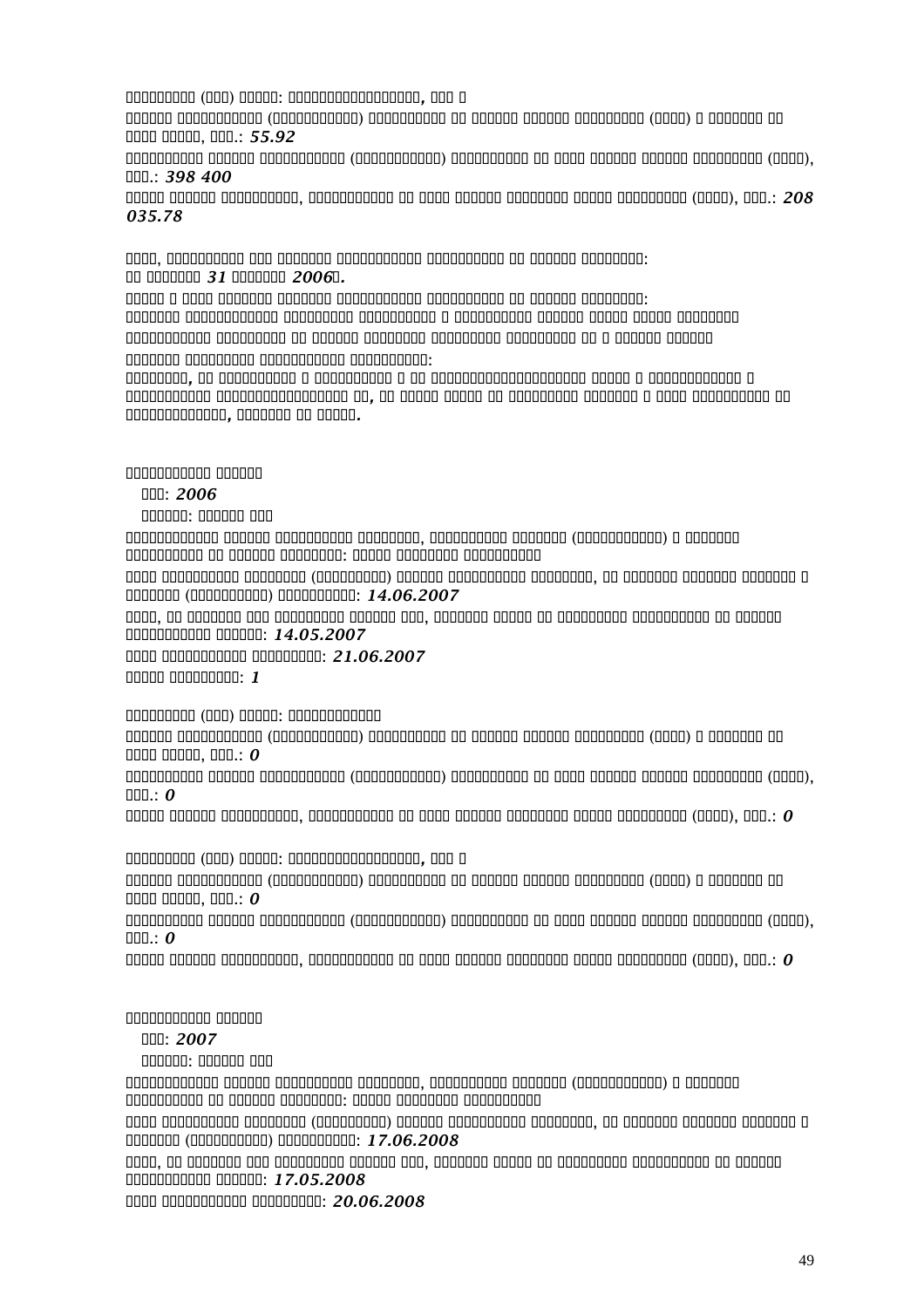□□□□□□□□□□ (□□□) □□□□□: □□□□□□□□□□□□□□□□□□□□, □□□ □

□□□□□□ □□□□□□□□□□□□ (□□□□□□□□□□□□□) □□□□□□□□□□□ □□ □□□□□□ □□□□□□ □□□□□□□□□□ (□□□□) □ □□□□□□□□ □□ □□□□ □□□□□, □□□.: ***55.92***

□□□□□□□□□□□ □□□□□□ □□□□□□□□□□□□ (□□□□□□□□□□□□□) □□□□□□□□□□□ □□ □□□□ □□□□□□ □□□□□□ □□□□□□□□□□ (□□□□), □□□.: ***398 400***

□□□□□ □□□□□□ □□□□□□□□□□□, □□□□□□□□□□□ □□ □□□□ □□□□□□ □□□□□□□□ □□□□□ □□□□□□□□□□ (□□□□), □□□.: ***208 035.78***

□□□□, □□□□□□□□□□ □□□ □□□□□□□ □□□□□□□□□□□□ □□□□□□□□□□□ □□ □□□□□□ □□□□□□□□□:
***□□ □□□□□□□□ 31 □□□□□□□ 2006□.***

□□□□□ □ □□□□ □□□□□□□ □□□□□□□ □□□□□□□□□□□□ □□□□□□□□□□□ □□ □□□□□□ □□□□□□□□□:
□□□□□□□ □□□□□□□□□□□□□ □□□□□□□□□□ □□□□□□□□□□□ □ □□□□□□□□□□□ □□□□□□ □□□□□ □□□□□ □□□□□□□□□

□□□□□□□□□□□□ □□□□□□□□□□ □□ □□□□□□ □□□□□□□□□ □□□□□□□□□□ □□□□□□□□□□ □□ □ □□□□□□□ □□□□□□

□□□□□□□ □□□□□□□□□ □□□□□□□□□□□□ □□□□□□□□□□□:
***□□□□□□□□□, □□ □□□□□□□□□□□ □ □□□□□□□□□□□ □ □□ □□□□□□□□□□□□□□□□□□□□□□□ □□□□□□ □ □□□□□□□□□□□□□ □ □□□□□□□□□□ □□□□□□□□□□□□□□□□□□□□ □□, □□ □□□□□ □□□□□ □□ □□□□□□□□□ □□□□□□□ □ □□□□ □□□□□□□□□□□ □□ □□□□□□□□□□□□□□, □□□□□□□□ □□ □□□□□.***

□□□□□□□□□□□□ □□□□□□□

□□□: ***2006***

□□□□□□□: □□□□□□□ □□□

□□□□□□□□□□□□□ □□□□□□ □□□□□□□□□□□ □□□□□□□□□, □□□□□□□□□□□ □□□□□□□□ (□□□□□□□□□□□□□) □ □□□□□□□□ □□□□□□□□□□□ □□ □□□□□□ □□□□□□□□□: □□□□□□ □□□□□□□□□ □□□□□□□□□□□□

□□□□ □□□□□□□□□□ □□□□□□□□□ (□□□□□□□□□□) □□□□□□ □□□□□□□□□□□ □□□□□□□□□, □□ □□□□□□□ □□□□□□□ □□□□□□□ □ □□□□□□□ (□□□□□□□□□□□□) □□□□□□□□□□□: ***14.06.2007***

□□□□, □□ □□□□□□□ □□□ □□□□□□□□□□ □□□□□□ □□□, □□□□□□□ □□□□□ □□ □□□□□□□□□ □□□□□□□□□□□ □□ □□□□□□ □□□□□□□□□□□ □□□□□□: ***14.05.2007***

□□□□ □□□□□□□□□□□ □□□□□□□□□□: ***21.06.2007***

□□□□□ □□□□□□□□□□: ***1***

□□□□□□□□□□ (□□□) □□□□□: □□□□□□□□□□□□□□

□□□□□□ □□□□□□□□□□□□ (□□□□□□□□□□□□□) □□□□□□□□□□□ □□ □□□□□□ □□□□□□ □□□□□□□□□□ (□□□□) □ □□□□□□□□ □□ □□□□ □□□□□, □□□.: ***0***

□□□□□□□□□□□ □□□□□□ □□□□□□□□□□□□ (□□□□□□□□□□□□□) □□□□□□□□□□□ □□ □□□□ □□□□□□ □□□□□□ □□□□□□□□□□ (□□□□), □□□.: ***0***

□□□□□ □□□□□□ □□□□□□□□□□□, □□□□□□□□□□□ □□ □□□□ □□□□□□ □□□□□□□□ □□□□□ □□□□□□□□□□ (□□□□), □□□.: ***0***

□□□□□□□□□□ (□□□) □□□□□: □□□□□□□□□□□□□□□□□□□□, □□□ □

□□□□□□ □□□□□□□□□□□□ (□□□□□□□□□□□□□) □□□□□□□□□□□ □□ □□□□□□ □□□□□□ □□□□□□□□□□ (□□□□) □ □□□□□□□□ □□ □□□□ □□□□□, □□□.: ***0***

□□□□□□□□□□□ □□□□□□ □□□□□□□□□□□□ (□□□□□□□□□□□□□) □□□□□□□□□□□ □□ □□□□ □□□□□□ □□□□□□ □□□□□□□□□□ (□□□□), □□□.: ***0***

□□□□□ □□□□□□ □□□□□□□□□□□, □□□□□□□□□□□ □□ □□□□ □□□□□□ □□□□□□□□ □□□□□ □□□□□□□□□□ (□□□□), □□□.: ***0***

□□□□□□□□□□□□ □□□□□□□

□□□: ***2007***

□□□□□□□: □□□□□□□ □□□

□□□□□□□□□□□□□ □□□□□□ □□□□□□□□□□□ □□□□□□□□□, □□□□□□□□□□□ □□□□□□□□ (□□□□□□□□□□□□□) □ □□□□□□□□ □□□□□□□□□□□ □□ □□□□□□ □□□□□□□□□: □□□□□□ □□□□□□□□□ □□□□□□□□□□□□

□□□□ □□□□□□□□□□ □□□□□□□□□ (□□□□□□□□□□) □□□□□□ □□□□□□□□□□□ □□□□□□□□□, □□ □□□□□□□ □□□□□□□ □□□□□□□ □ □□□□□□□ (□□□□□□□□□□□□) □□□□□□□□□□□: ***17.06.2008***

□□□□, □□ □□□□□□□ □□□ □□□□□□□□□□ □□□□□□ □□□, □□□□□□□ □□□□□ □□ □□□□□□□□□ □□□□□□□□□□□ □□ □□□□□□ □□□□□□□□□□□ □□□□□□: ***17.05.2008***

□□□□ □□□□□□□□□□□ □□□□□□□□□□: ***20.06.2008***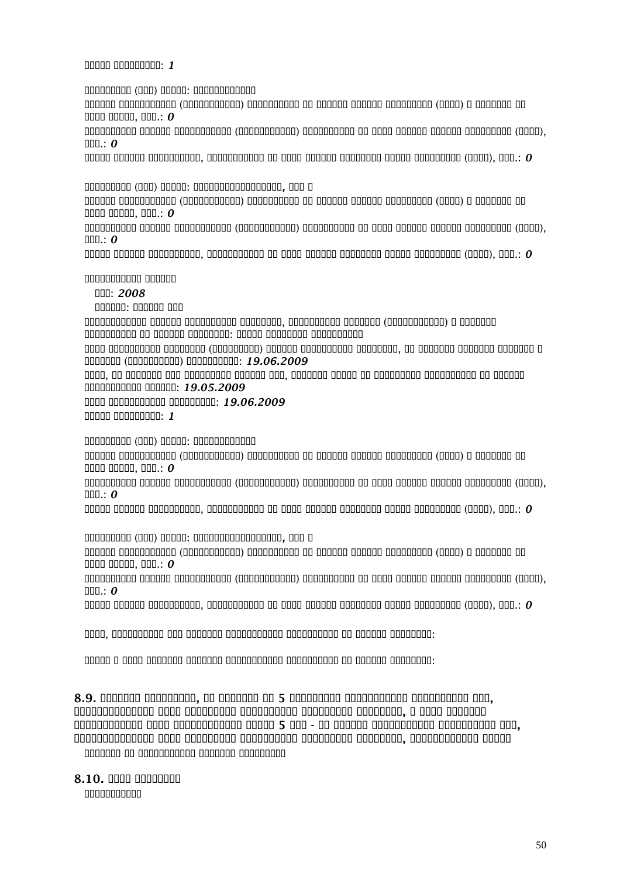: *1*

() :

() , .: *0*

() (), .: *0*

, (), .: *0*

() : ,

() , .: *0*

() (), .: *0*

, (), .: *0*

: *2008*

:

, () :

() , () : *19.06.2009*

, , : *19.05.2009*

: *19.06.2009*

: *1*

() :

() , .: *0*

() (), .: *0*

, (), .: *0*

() : ,

() , .: *0*

() (), .: *0*

, (), .: *0*

, :

:

## 8.9. , 5 , , 5 - , ,

## 8.10.